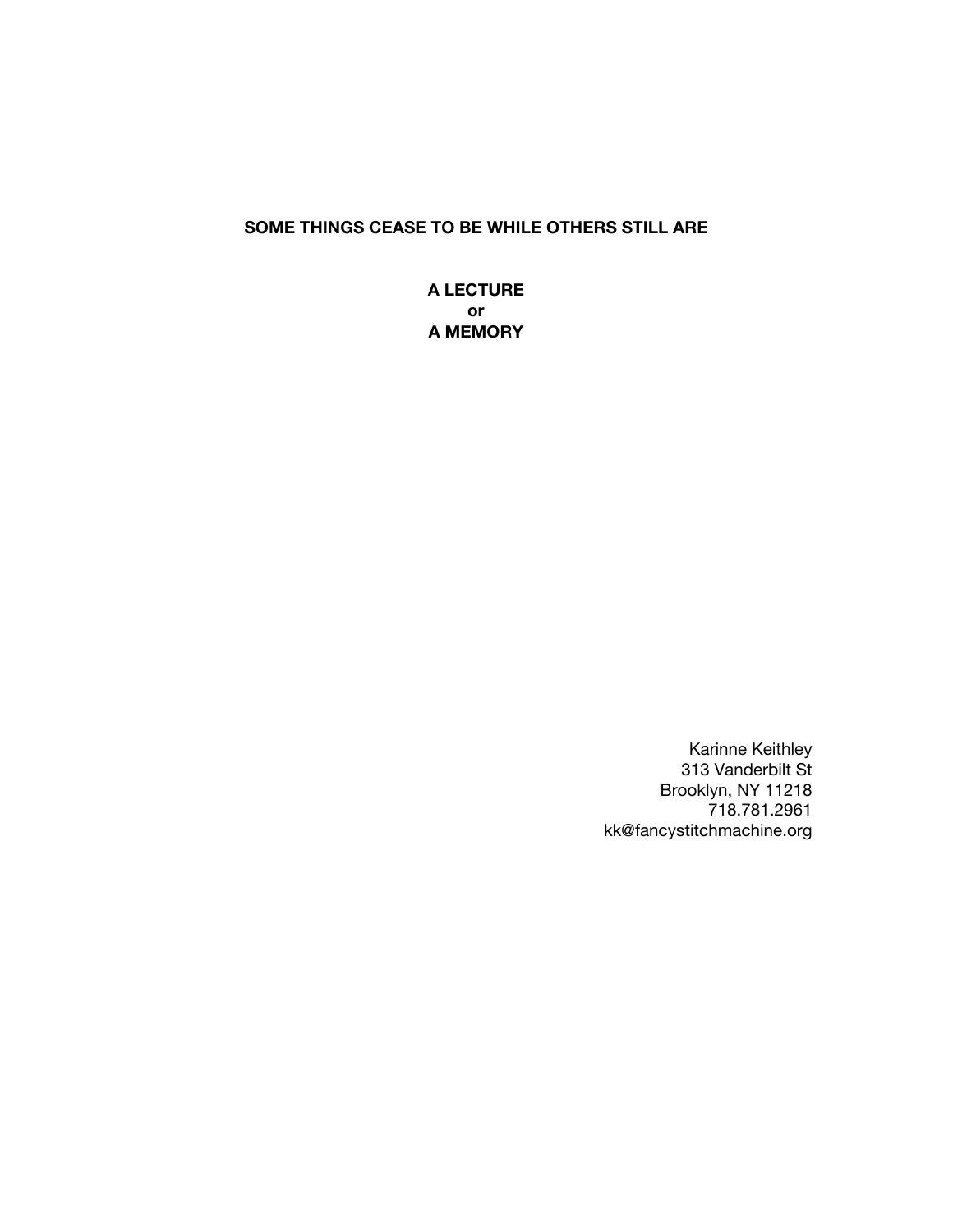# SOME THINGS CEASE TO BE WHILE OTHERS STILL ARE

**A LECTURE**
**or**
**A MEMORY**

Karinne Keithley
313 Vanderbilt St
Brooklyn, NY 11218
718.781.2961
kk@fancystitchmachine.org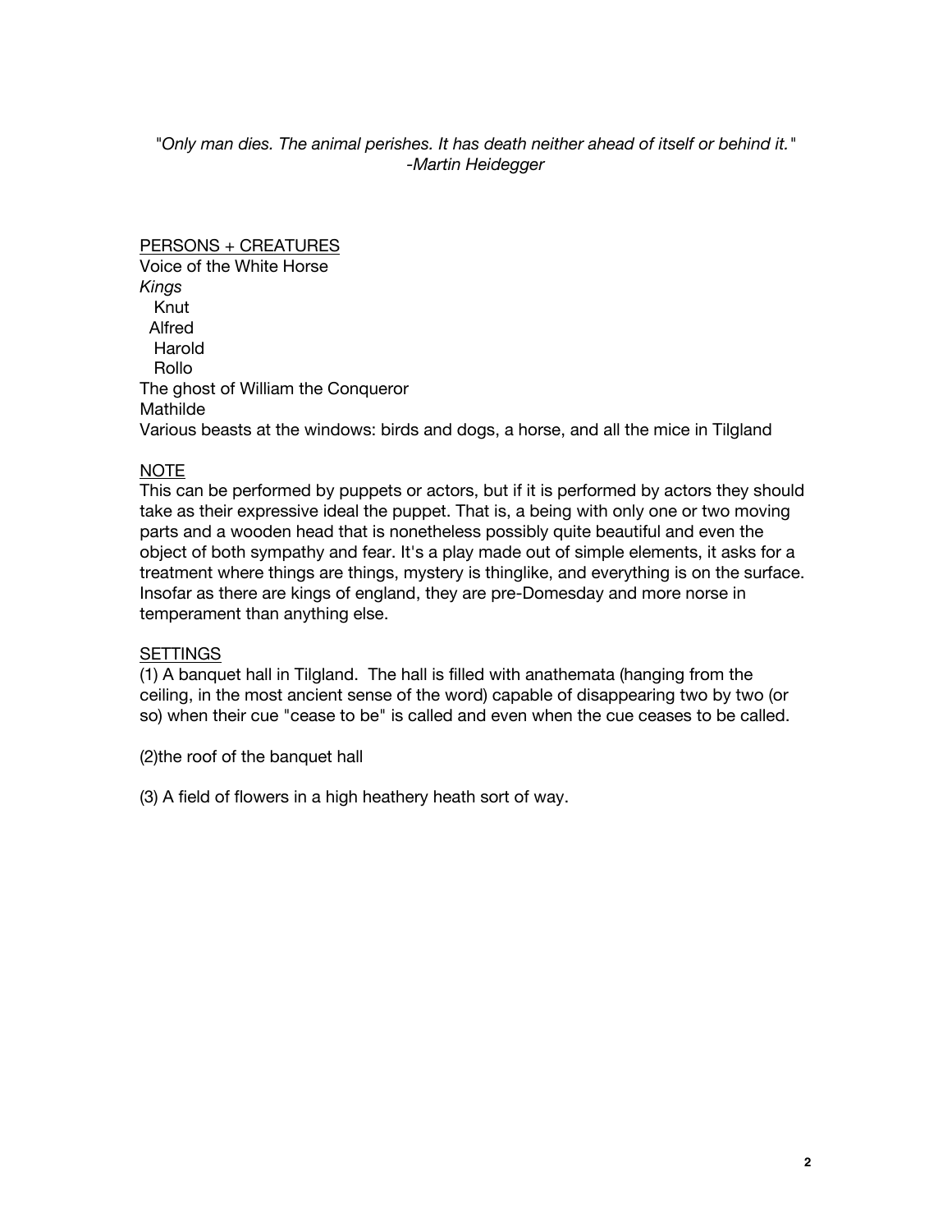*"Only man dies. The animal perishes. It has death neither ahead of itself or behind it."*
*-Martin Heidegger*

PERSONS + CREATURES

Voice of the White Horse

*Kings*

Knut

Alfred

Harold

Rollo

The ghost of William the Conqueror

Mathilde

Various beasts at the windows: birds and dogs, a horse, and all the mice in Tilgland

NOTE

This can be performed by puppets or actors, but if it is performed by actors they should take as their expressive ideal the puppet. That is, a being with only one or two moving parts and a wooden head that is nonetheless possibly quite beautiful and even the object of both sympathy and fear. It's a play made out of simple elements, it asks for a treatment where things are things, mystery is thinglike, and everything is on the surface. Insofar as there are kings of england, they are pre-Domesday and more norse in temperament than anything else.

SETTINGS

(1) A banquet hall in Tilgland. The hall is filled with anathemata (hanging from the ceiling, in the most ancient sense of the word) capable of disappearing two by two (or so) when their cue "cease to be" is called and even when the cue ceases to be called.

(2)the roof of the banquet hall

(3) A field of flowers in a high heathery heath sort of way.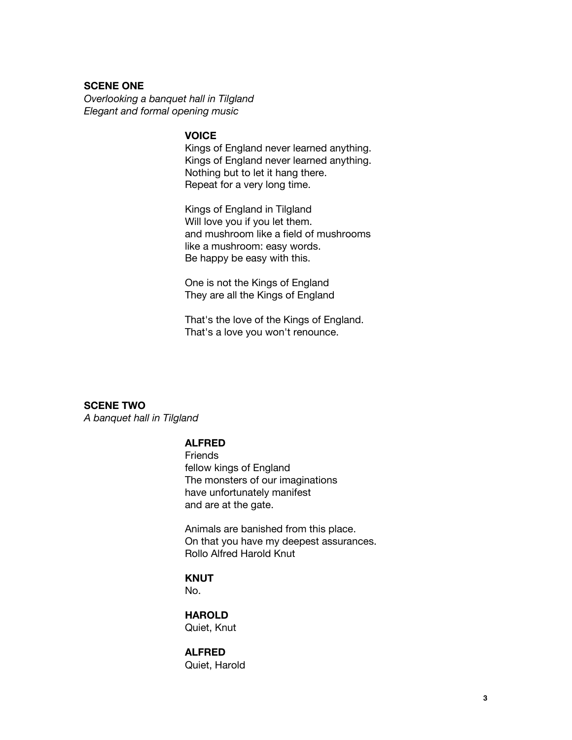**SCENE ONE**
*Overlooking a banquet hall in Tilgland*
*Elegant and formal opening music*

**VOICE**
Kings of England never learned anything.
Kings of England never learned anything.
Nothing but to let it hang there.
Repeat for a very long time.

Kings of England in Tilgland
Will love you if you let them.
and mushroom like a field of mushrooms
like a mushroom: easy words.
Be happy be easy with this.

One is not the Kings of England
They are all the Kings of England

That's the love of the Kings of England.
That's a love you won't renounce.

**SCENE TWO**
*A banquet hall in Tilgland*

**ALFRED**
Friends
fellow kings of England
The monsters of our imaginations
have unfortunately manifest
and are at the gate.

Animals are banished from this place.
On that you have my deepest assurances.
Rollo Alfred Harold Knut

**KNUT**
No.

**HAROLD**
Quiet, Knut

**ALFRED**
Quiet, Harold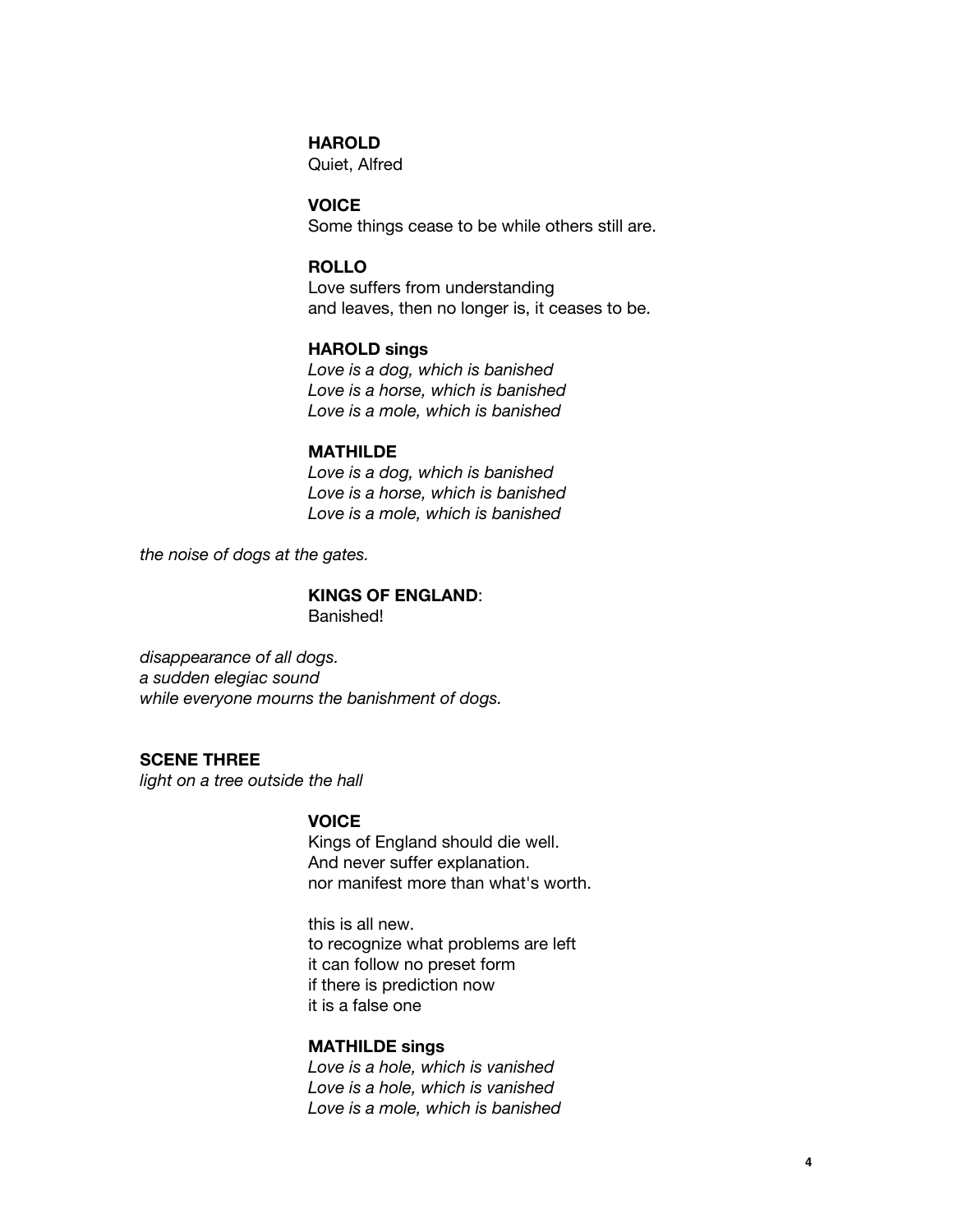**HAROLD**
Quiet, Alfred

**VOICE**
Some things cease to be while others still are.

**ROLLO**
Love suffers from understanding
and leaves, then no longer is, it ceases to be.

**HAROLD sings**
*Love is a dog, which is banished*
*Love is a horse, which is banished*
*Love is a mole, which is banished*

**MATHILDE**
*Love is a dog, which is banished*
*Love is a horse, which is banished*
*Love is a mole, which is banished*

*the noise of dogs at the gates.*

**KINGS OF ENGLAND**:
Banished!

*disappearance of all dogs.*
*a sudden elegiac sound*
*while everyone mourns the banishment of dogs.*

## SCENE THREE

*light on a tree outside the hall*

**VOICE**
Kings of England should die well.
And never suffer explanation.
nor manifest more than what's worth.

this is all new.
to recognize what problems are left
it can follow no preset form
if there is prediction now
it is a false one

**MATHILDE sings**
*Love is a hole, which is vanished*
*Love is a hole, which is vanished*
*Love is a mole, which is banished*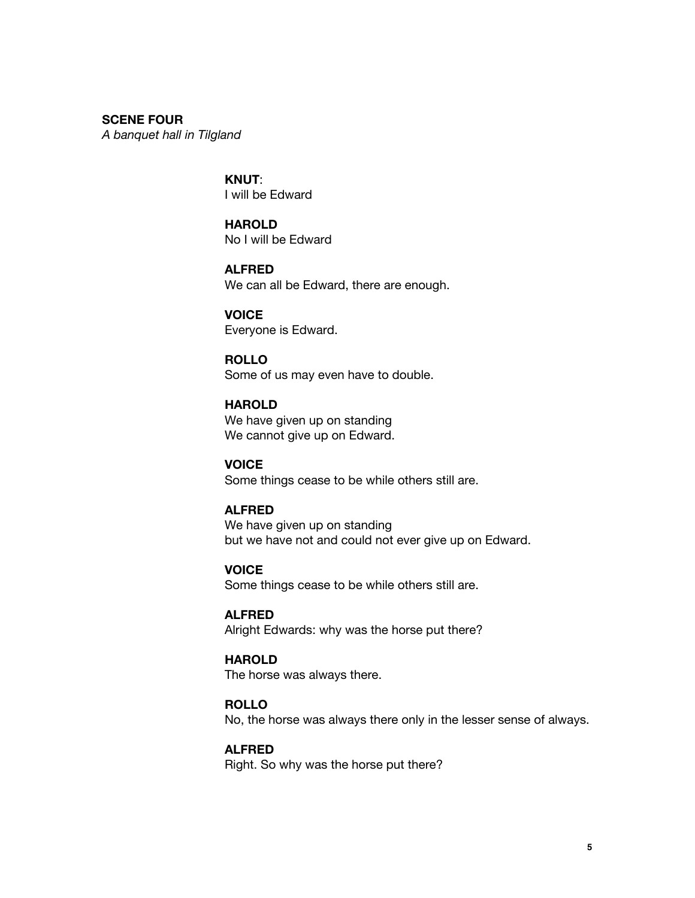**SCENE FOUR**
*A banquet hall in Tilgland*

**KNUT**:
I will be Edward

**HAROLD**
No I will be Edward

**ALFRED**
We can all be Edward, there are enough.

**VOICE**
Everyone is Edward.

**ROLLO**
Some of us may even have to double.

**HAROLD**
We have given up on standing
We cannot give up on Edward.

**VOICE**
Some things cease to be while others still are.

**ALFRED**
We have given up on standing
but we have not and could not ever give up on Edward.

**VOICE**
Some things cease to be while others still are.

**ALFRED**
Alright Edwards: why was the horse put there?

**HAROLD**
The horse was always there.

**ROLLO**
No, the horse was always there only in the lesser sense of always.

**ALFRED**
Right. So why was the horse put there?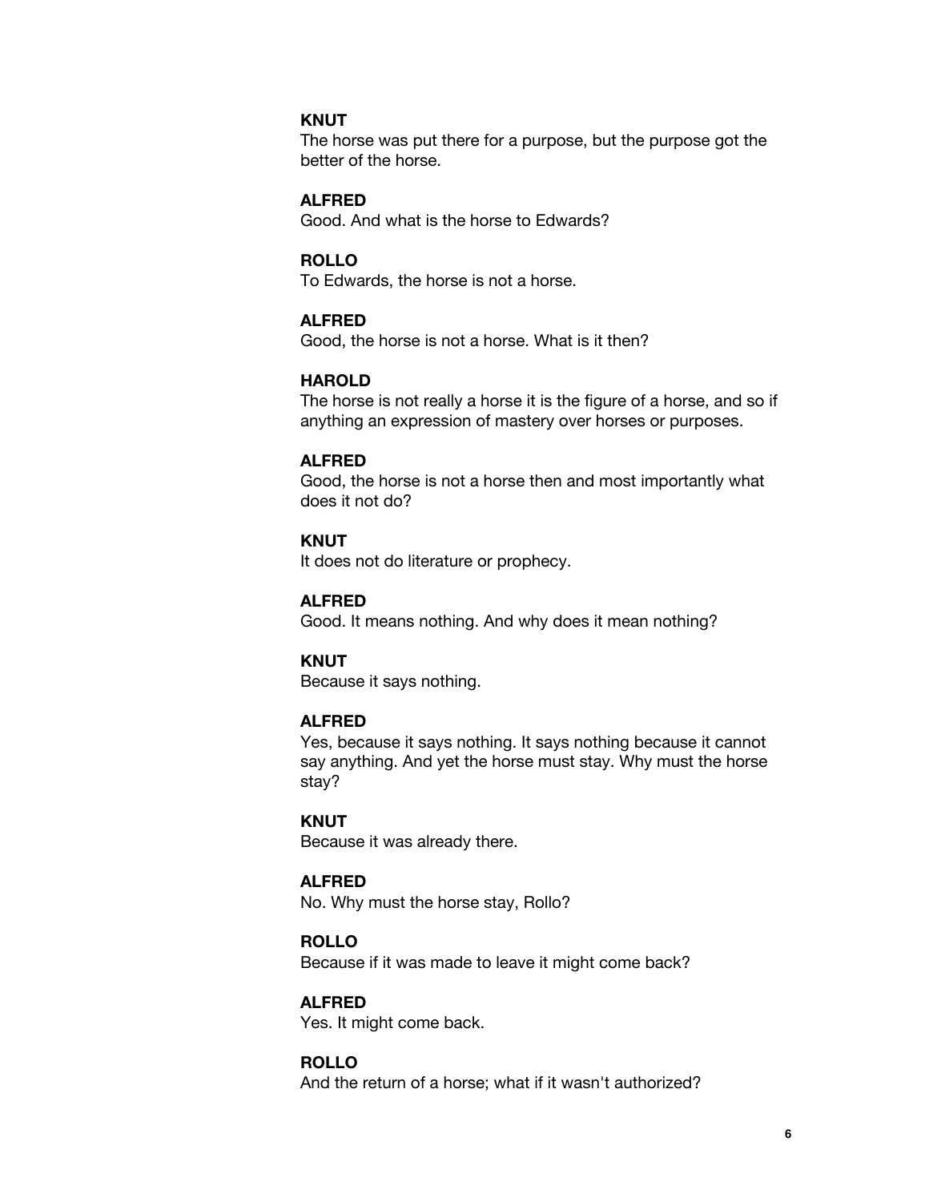**KNUT**
The horse was put there for a purpose, but the purpose got the better of the horse.

**ALFRED**
Good. And what is the horse to Edwards?

**ROLLO**
To Edwards, the horse is not a horse.

**ALFRED**
Good, the horse is not a horse. What is it then?

**HAROLD**
The horse is not really a horse it is the figure of a horse, and so if anything an expression of mastery over horses or purposes.

**ALFRED**
Good, the horse is not a horse then and most importantly what does it not do?

**KNUT**
It does not do literature or prophecy.

**ALFRED**
Good. It means nothing. And why does it mean nothing?

**KNUT**
Because it says nothing.

**ALFRED**
Yes, because it says nothing. It says nothing because it cannot say anything. And yet the horse must stay. Why must the horse stay?

**KNUT**
Because it was already there.

**ALFRED**
No. Why must the horse stay, Rollo?

**ROLLO**
Because if it was made to leave it might come back?

**ALFRED**
Yes. It might come back.

**ROLLO**
And the return of a horse; what if it wasn't authorized?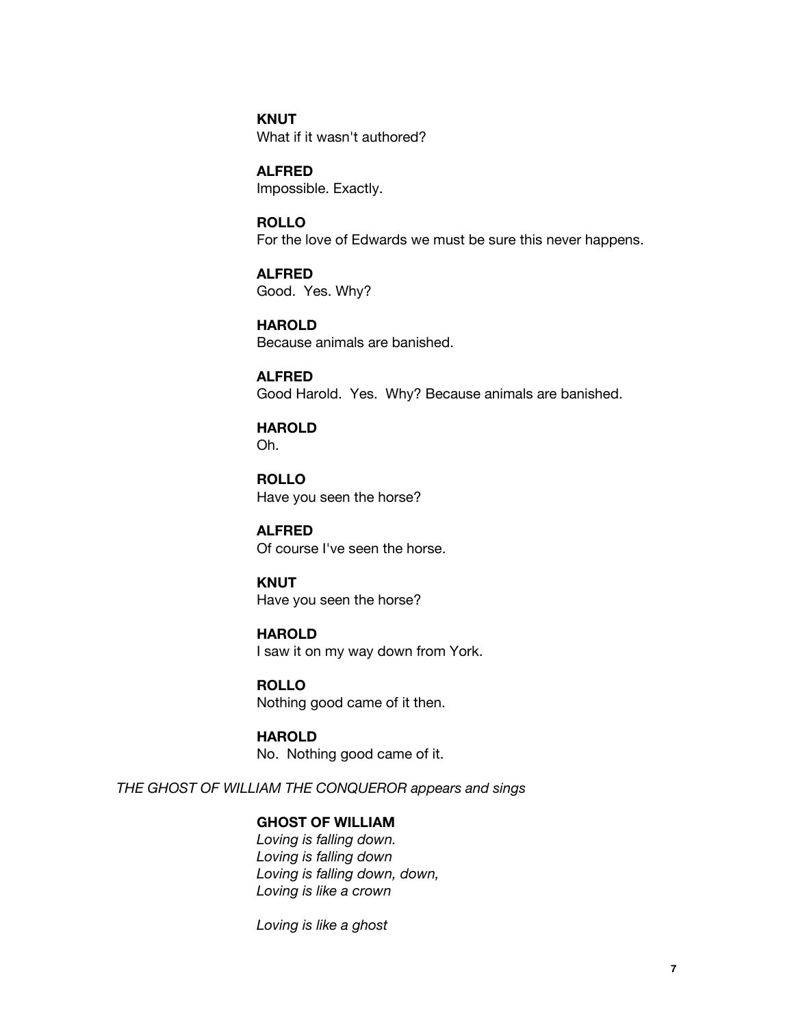**KNUT**
What if it wasn't authored?

**ALFRED**
Impossible. Exactly.

**ROLLO**
For the love of Edwards we must be sure this never happens.

**ALFRED**
Good. Yes. Why?

**HAROLD**
Because animals are banished.

**ALFRED**
Good Harold. Yes. Why? Because animals are banished.

**HAROLD**
Oh.

**ROLLO**
Have you seen the horse?

**ALFRED**
Of course I've seen the horse.

**KNUT**
Have you seen the horse?

**HAROLD**
I saw it on my way down from York.

**ROLLO**
Nothing good came of it then.

**HAROLD**
No. Nothing good came of it.

*THE GHOST OF WILLIAM THE CONQUEROR appears and sings*

**GHOST OF WILLIAM**
*Loving is falling down.*
*Loving is falling down*
*Loving is falling down, down,*
*Loving is like a crown*

*Loving is like a ghost*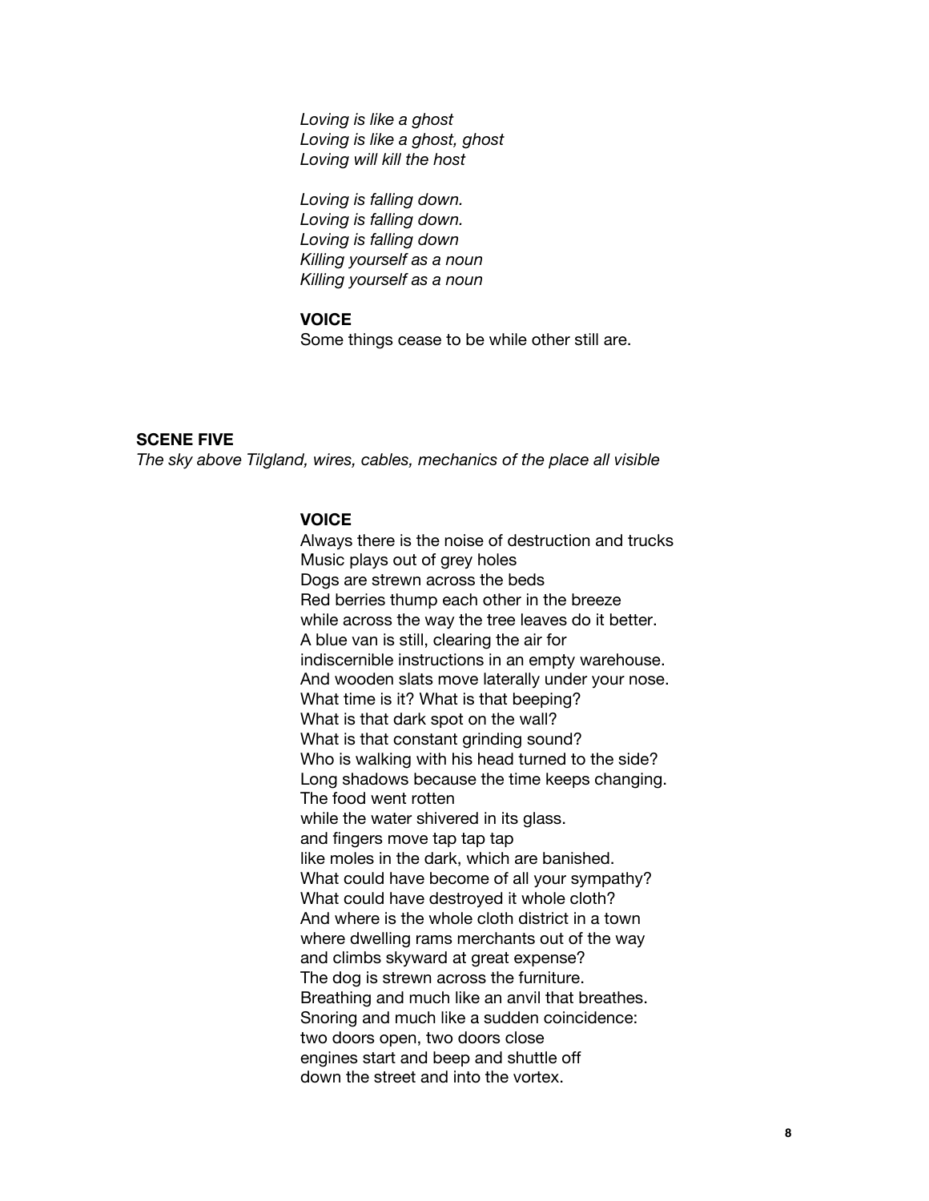*Loving is like a ghost*
*Loving is like a ghost, ghost*
*Loving will kill the host*

*Loving is falling down.*
*Loving is falling down.*
*Loving is falling down*
*Killing yourself as a noun*
*Killing yourself as a noun*

**VOICE**
Some things cease to be while other still are.

**SCENE FIVE**
*The sky above Tilgland, wires, cables, mechanics of the place all visible*

**VOICE**
Always there is the noise of destruction and trucks
Music plays out of grey holes
Dogs are strewn across the beds
Red berries thump each other in the breeze
while across the way the tree leaves do it better.
A blue van is still, clearing the air for
indiscernible instructions in an empty warehouse.
And wooden slats move laterally under your nose.
What time is it? What is that beeping?
What is that dark spot on the wall?
What is that constant grinding sound?
Who is walking with his head turned to the side?
Long shadows because the time keeps changing.
The food went rotten
while the water shivered in its glass.
and fingers move tap tap tap
like moles in the dark, which are banished.
What could have become of all your sympathy?
What could have destroyed it whole cloth?
And where is the whole cloth district in a town
where dwelling rams merchants out of the way
and climbs skyward at great expense?
The dog is strewn across the furniture.
Breathing and much like an anvil that breathes.
Snoring and much like a sudden coincidence:
two doors open, two doors close
engines start and beep and shuttle off
down the street and into the vortex.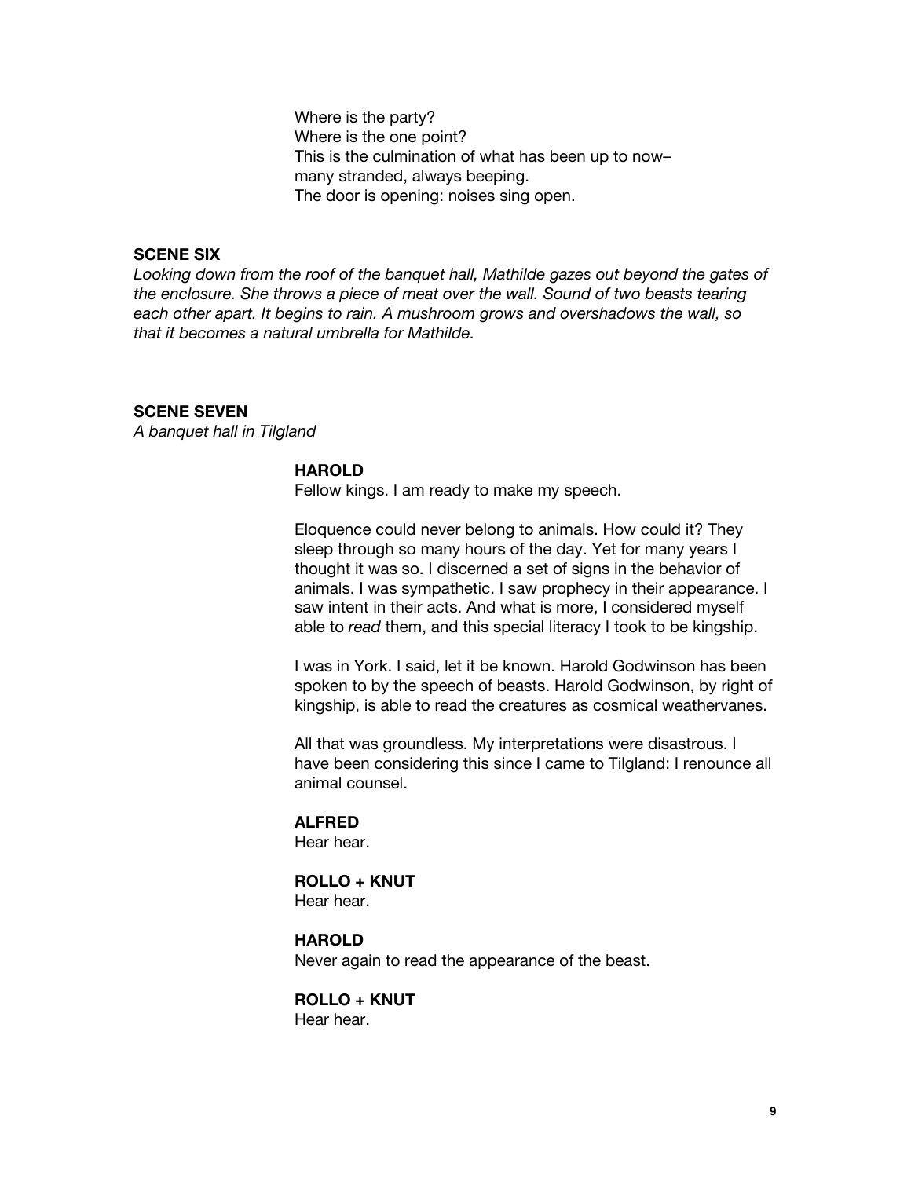Where is the party?  
Where is the one point?  
This is the culmination of what has been up to now–  
many stranded, always beeping.  
The door is opening: noises sing open.

**SCENE SIX**

*Looking down from the roof of the banquet hall, Mathilde gazes out beyond the gates of the enclosure. She throws a piece of meat over the wall. Sound of two beasts tearing each other apart. It begins to rain. A mushroom grows and overshadows the wall, so that it becomes a natural umbrella for Mathilde.*

**SCENE SEVEN**

*A banquet hall in Tilgland*

**HAROLD**  
Fellow kings. I am ready to make my speech.

Eloquence could never belong to animals. How could it? They sleep through so many hours of the day. Yet for many years I thought it was so. I discerned a set of signs in the behavior of animals. I was sympathetic. I saw prophecy in their appearance. I saw intent in their acts. And what is more, I considered myself able to *read* them, and this special literacy I took to be kingship.

I was in York. I said, let it be known. Harold Godwinson has been spoken to by the speech of beasts. Harold Godwinson, by right of kingship, is able to read the creatures as cosmical weathervanes.

All that was groundless. My interpretations were disastrous. I have been considering this since I came to Tilgland: I renounce all animal counsel.

**ALFRED**  
Hear hear.

**ROLLO + KNUT**  
Hear hear.

**HAROLD**  
Never again to read the appearance of the beast.

**ROLLO + KNUT**  
Hear hear.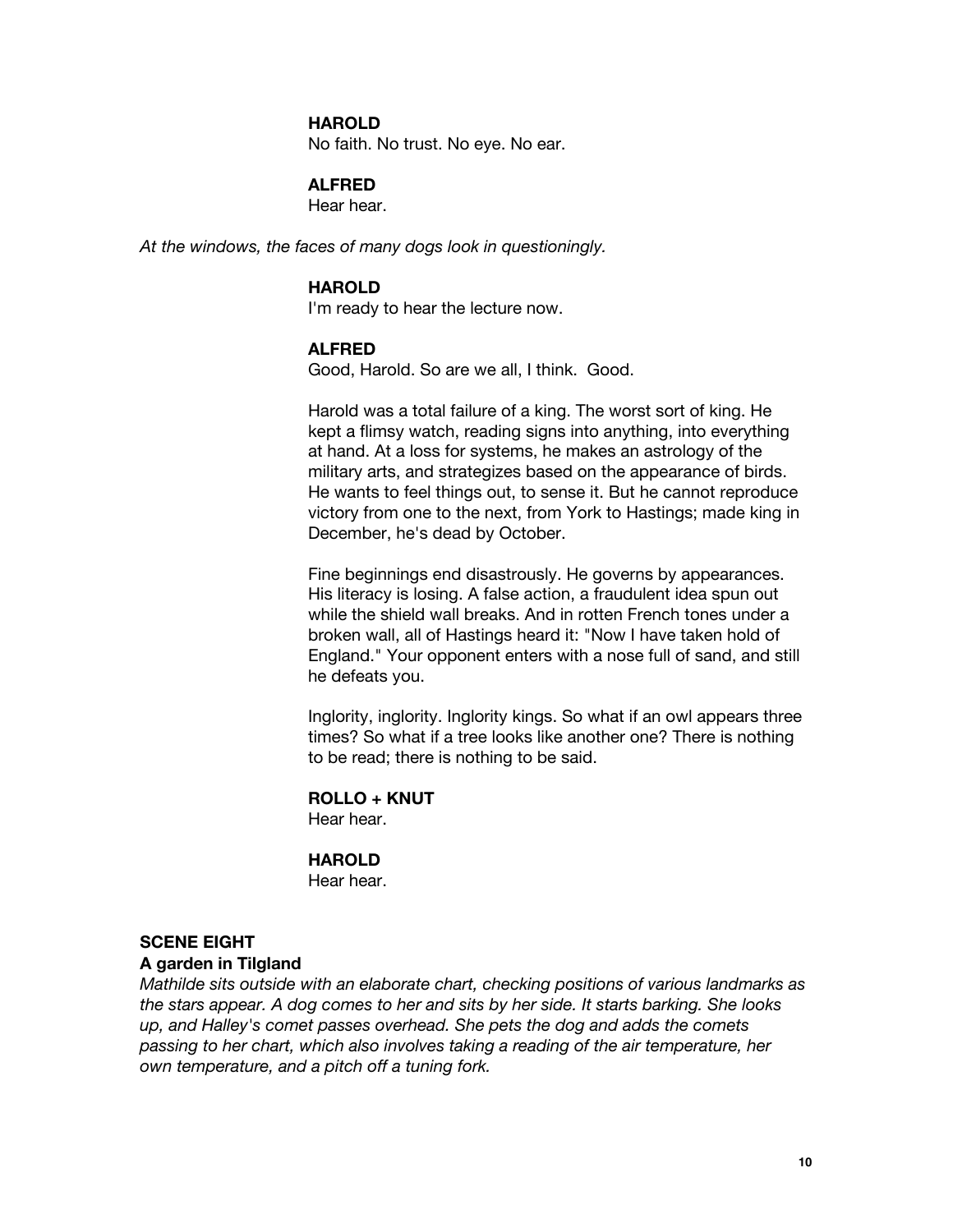**HAROLD**
No faith. No trust. No eye. No ear.

**ALFRED**
Hear hear.

*At the windows, the faces of many dogs look in questioningly.*

**HAROLD**
I'm ready to hear the lecture now.

**ALFRED**
Good, Harold. So are we all, I think. Good.

Harold was a total failure of a king. The worst sort of king. He kept a flimsy watch, reading signs into anything, into everything at hand. At a loss for systems, he makes an astrology of the military arts, and strategizes based on the appearance of birds. He wants to feel things out, to sense it. But he cannot reproduce victory from one to the next, from York to Hastings; made king in December, he's dead by October.

Fine beginnings end disastrously. He governs by appearances. His literacy is losing. A false action, a fraudulent idea spun out while the shield wall breaks. And in rotten French tones under a broken wall, all of Hastings heard it: "Now I have taken hold of England." Your opponent enters with a nose full of sand, and still he defeats you.

Inglority, inglority. Inglority kings. So what if an owl appears three times? So what if a tree looks like another one? There is nothing to be read; there is nothing to be said.

**ROLLO + KNUT**
Hear hear.

**HAROLD**
Hear hear.

**SCENE EIGHT**
**A garden in Tilgland**
*Mathilde sits outside with an elaborate chart, checking positions of various landmarks as the stars appear. A dog comes to her and sits by her side. It starts barking. She looks up, and Halley's comet passes overhead. She pets the dog and adds the comets passing to her chart, which also involves taking a reading of the air temperature, her own temperature, and a pitch off a tuning fork.*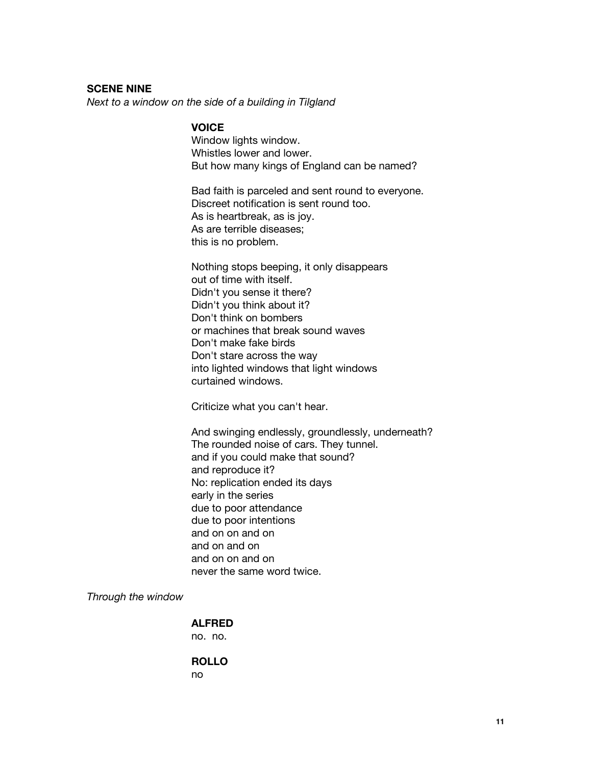**SCENE NINE**

*Next to a window on the side of a building in Tilgland*

**VOICE**

Window lights window.
Whistles lower and lower.
But how many kings of England can be named?

Bad faith is parceled and sent round to everyone.
Discreet notification is sent round too.
As is heartbreak, as is joy.
As are terrible diseases;
this is no problem.

Nothing stops beeping, it only disappears
out of time with itself.
Didn't you sense it there?
Didn't you think about it?
Don't think on bombers
or machines that break sound waves
Don't make fake birds
Don't stare across the way
into lighted windows that light windows
curtained windows.

Criticize what you can't hear.

And swinging endlessly, groundlessly, underneath?
The rounded noise of cars. They tunnel.
and if you could make that sound?
and reproduce it?
No: replication ended its days
early in the series
due to poor attendance
due to poor intentions
and on on and on
and on and on
and on on and on
never the same word twice.

*Through the window*

**ALFRED**

no. no.

**ROLLO**

no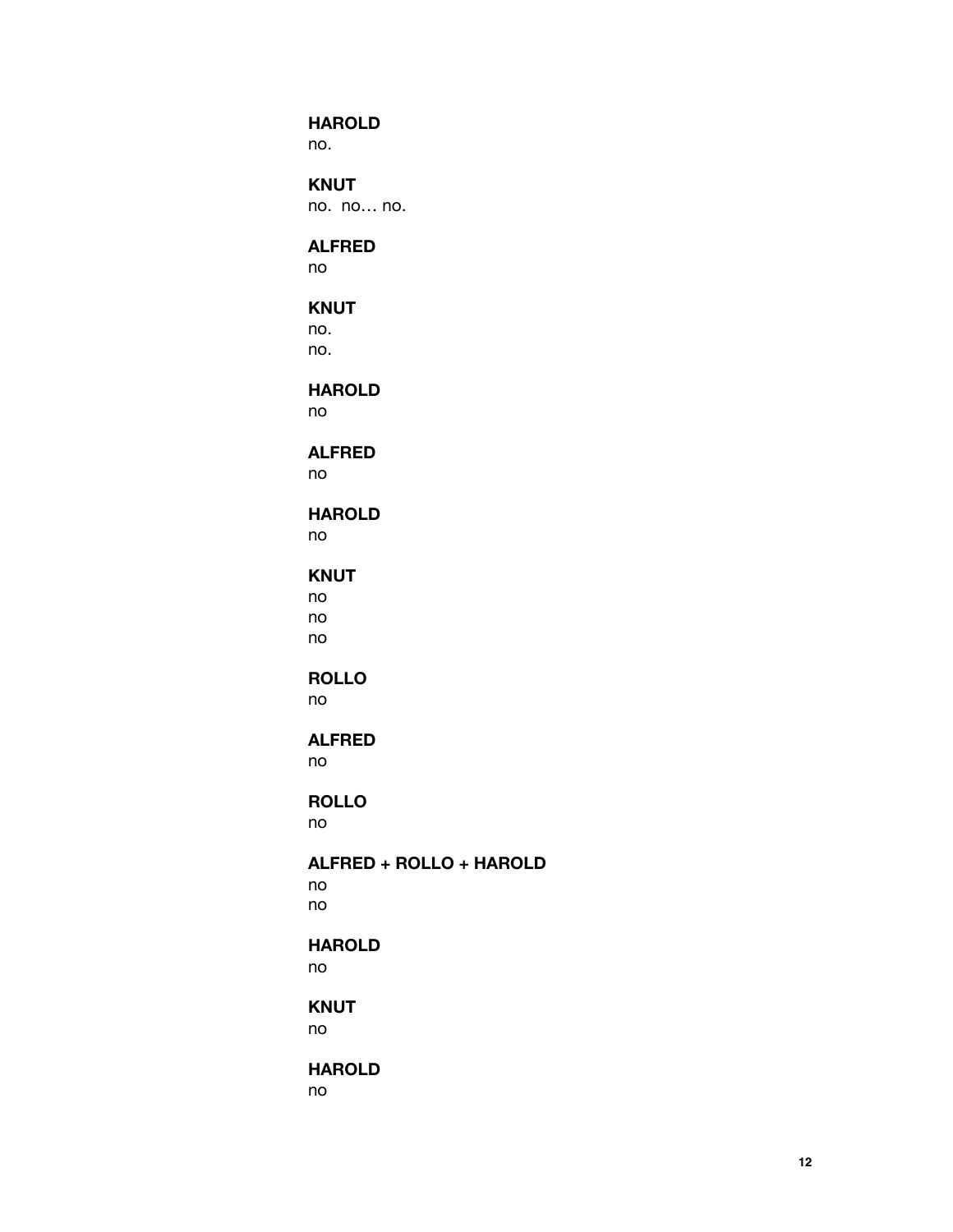**HAROLD**
no.

**KNUT**
no.  no… no.

**ALFRED**
no

**KNUT**
no.
no.

**HAROLD**
no

**ALFRED**
no

**HAROLD**
no

**KNUT**
no
no
no

**ROLLO**
no

**ALFRED**
no

**ROLLO**
no

**ALFRED + ROLLO + HAROLD**
no
no

**HAROLD**
no

**KNUT**
no

**HAROLD**
no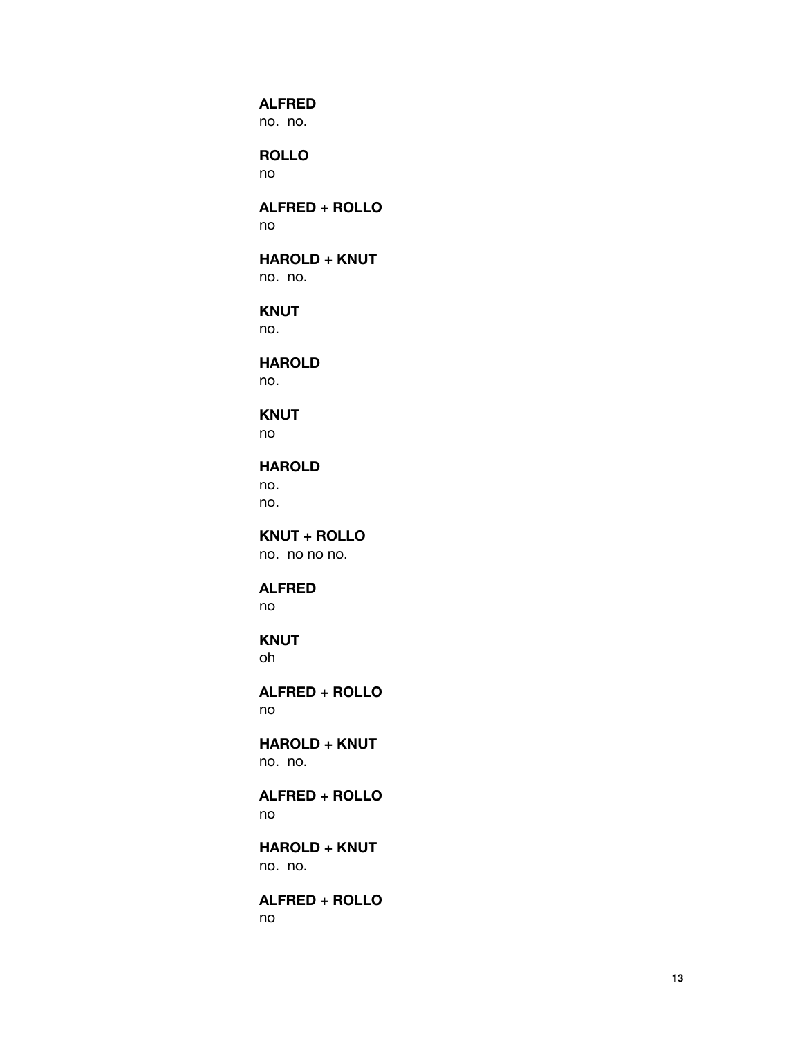**ALFRED**
no. no.

**ROLLO**
no

**ALFRED + ROLLO**
no

**HAROLD + KNUT**
no. no.

**KNUT**
no.

**HAROLD**
no.

**KNUT**
no

**HAROLD**
no.
no.

**KNUT + ROLLO**
no. no no no.

**ALFRED**
no

**KNUT**
oh

**ALFRED + ROLLO**
no

**HAROLD + KNUT**
no. no.

**ALFRED + ROLLO**
no

**HAROLD + KNUT**
no. no.

**ALFRED + ROLLO**
no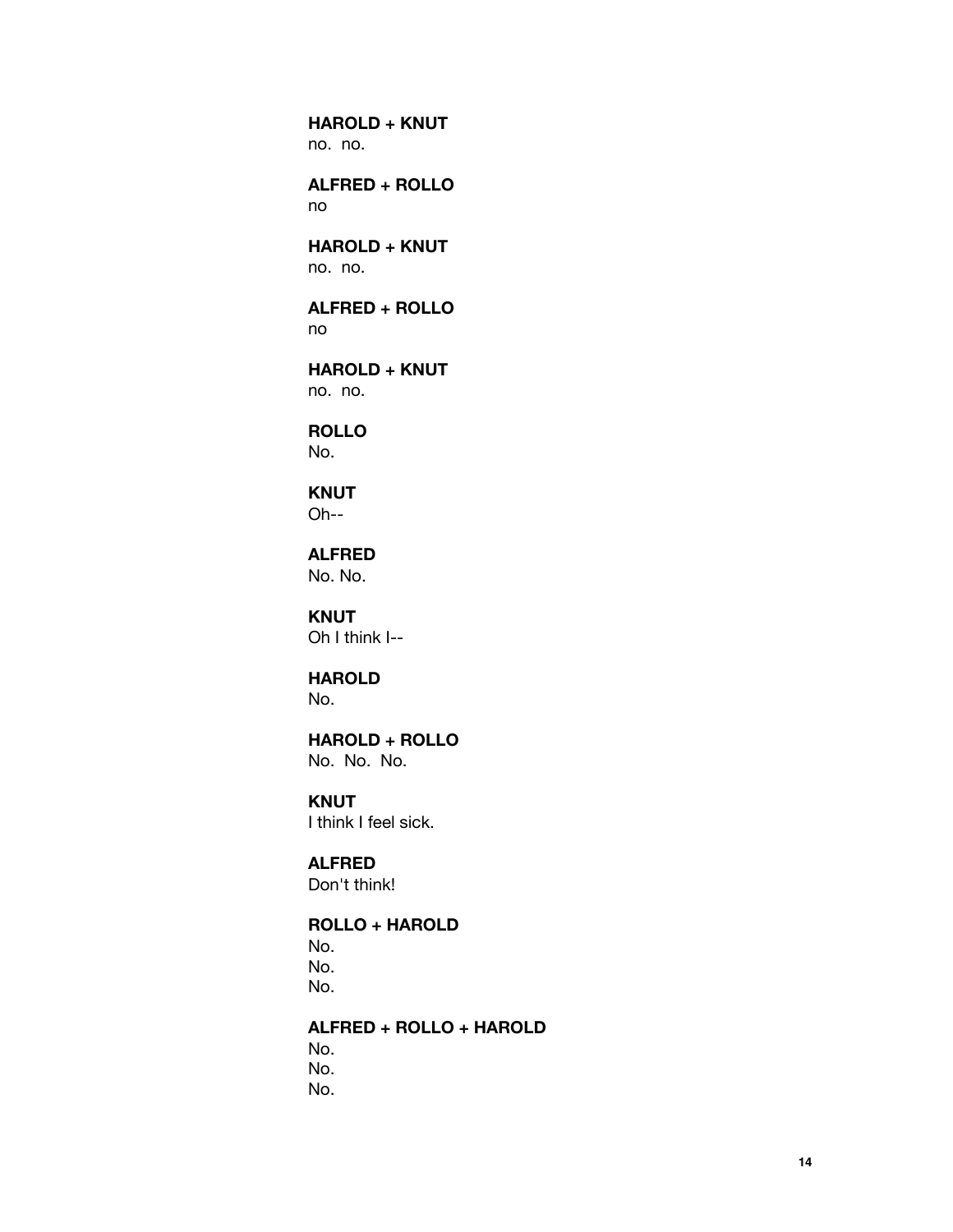**HAROLD + KNUT**
no.  no.

**ALFRED + ROLLO**
no

**HAROLD + KNUT**
no.  no.

**ALFRED + ROLLO**
no

**HAROLD + KNUT**
no.  no.

**ROLLO**
No.

**KNUT**
Oh--

**ALFRED**
No. No.

**KNUT**
Oh I think I--

**HAROLD**
No.

**HAROLD + ROLLO**
No.  No.  No.

**KNUT**
I think I feel sick.

**ALFRED**
Don't think!

**ROLLO + HAROLD**
No.
No.
No.

**ALFRED + ROLLO + HAROLD**
No.
No.
No.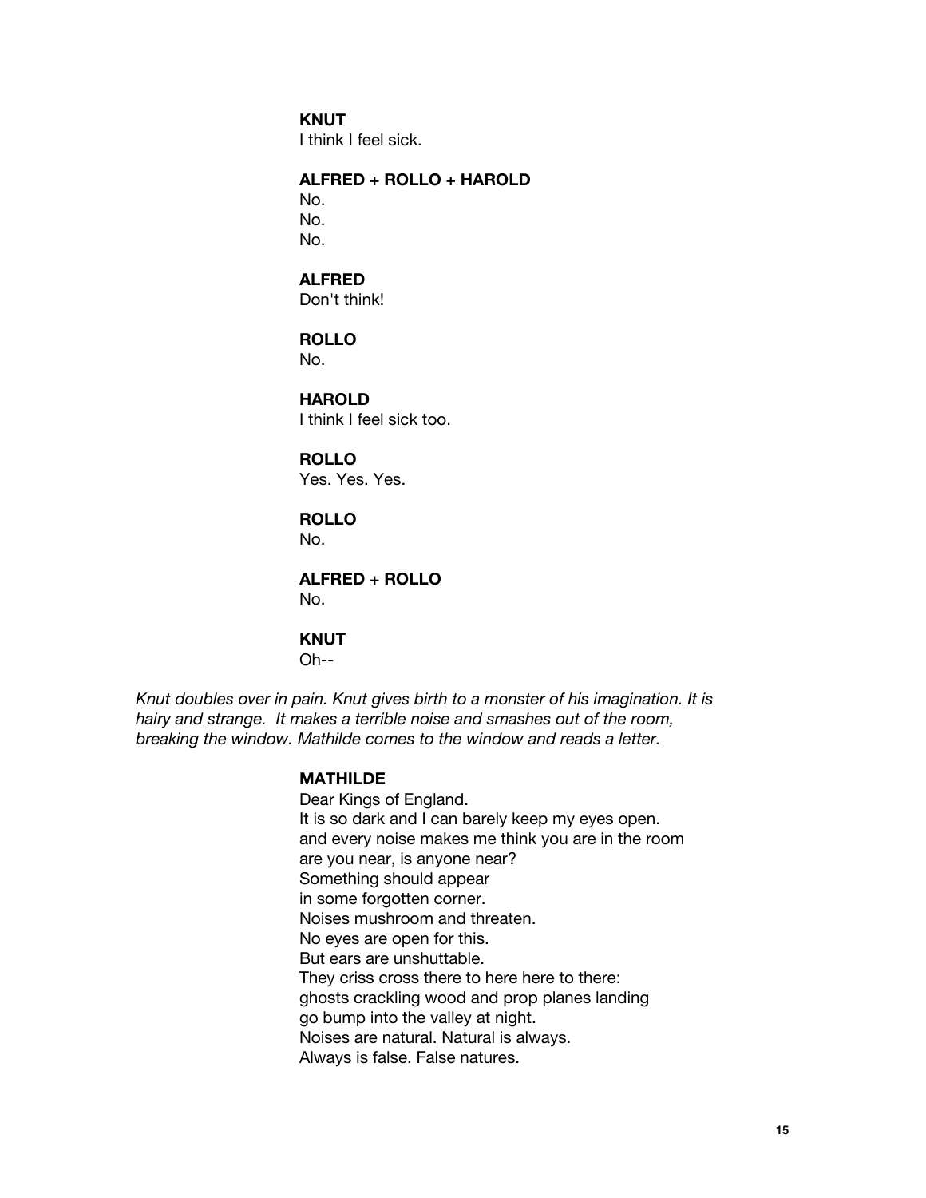**KNUT**
I think I feel sick.

**ALFRED + ROLLO + HAROLD**
No.
No.
No.

**ALFRED**
Don't think!

**ROLLO**
No.

**HAROLD**
I think I feel sick too.

**ROLLO**
Yes. Yes. Yes.

**ROLLO**
No.

**ALFRED + ROLLO**
No.

**KNUT**
Oh--

*Knut doubles over in pain. Knut gives birth to a monster of his imagination. It is hairy and strange. It makes a terrible noise and smashes out of the room, breaking the window. Mathilde comes to the window and reads a letter.*

**MATHILDE**
Dear Kings of England.
It is so dark and I can barely keep my eyes open.
and every noise makes me think you are in the room
are you near, is anyone near?
Something should appear
in some forgotten corner.
Noises mushroom and threaten.
No eyes are open for this.
But ears are unshuttable.
They criss cross there to here here to there:
ghosts crackling wood and prop planes landing
go bump into the valley at night.
Noises are natural. Natural is always.
Always is false. False natures.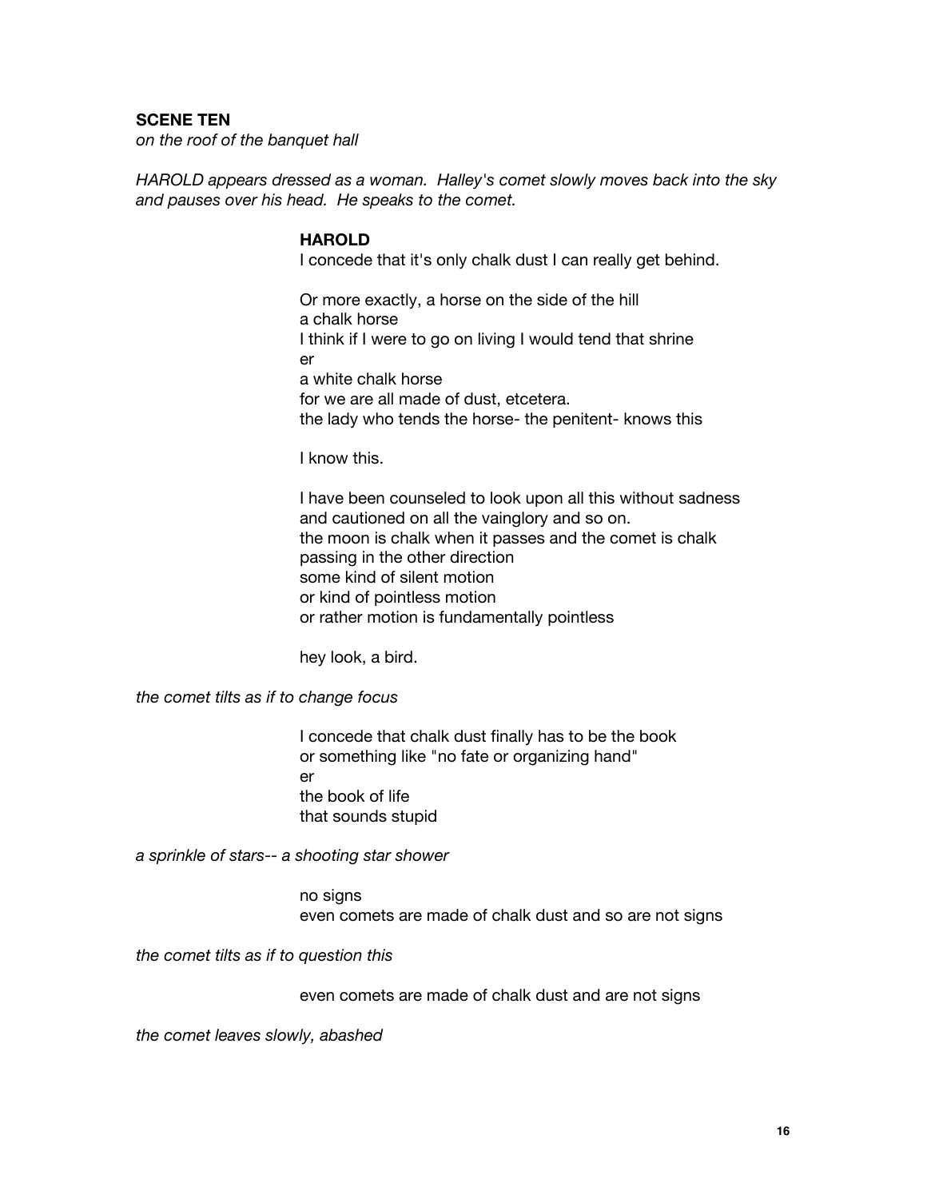**SCENE TEN**
*on the roof of the banquet hall*

*HAROLD appears dressed as a woman. Halley's comet slowly moves back into the sky and pauses over his head. He speaks to the comet.*

**HAROLD**
I concede that it's only chalk dust I can really get behind.

Or more exactly, a horse on the side of the hill
a chalk horse
I think if I were to go on living I would tend that shrine
er
a white chalk horse
for we are all made of dust, etcetera.
the lady who tends the horse- the penitent- knows this

I know this.

I have been counseled to look upon all this without sadness
and cautioned on all the vainglory and so on.
the moon is chalk when it passes and the comet is chalk
passing in the other direction
some kind of silent motion
or kind of pointless motion
or rather motion is fundamentally pointless

hey look, a bird.

*the comet tilts as if to change focus*

I concede that chalk dust finally has to be the book
or something like "no fate or organizing hand"
er
the book of life
that sounds stupid

*a sprinkle of stars-- a shooting star shower*

no signs
even comets are made of chalk dust and so are not signs

*the comet tilts as if to question this*

even comets are made of chalk dust and are not signs

*the comet leaves slowly, abashed*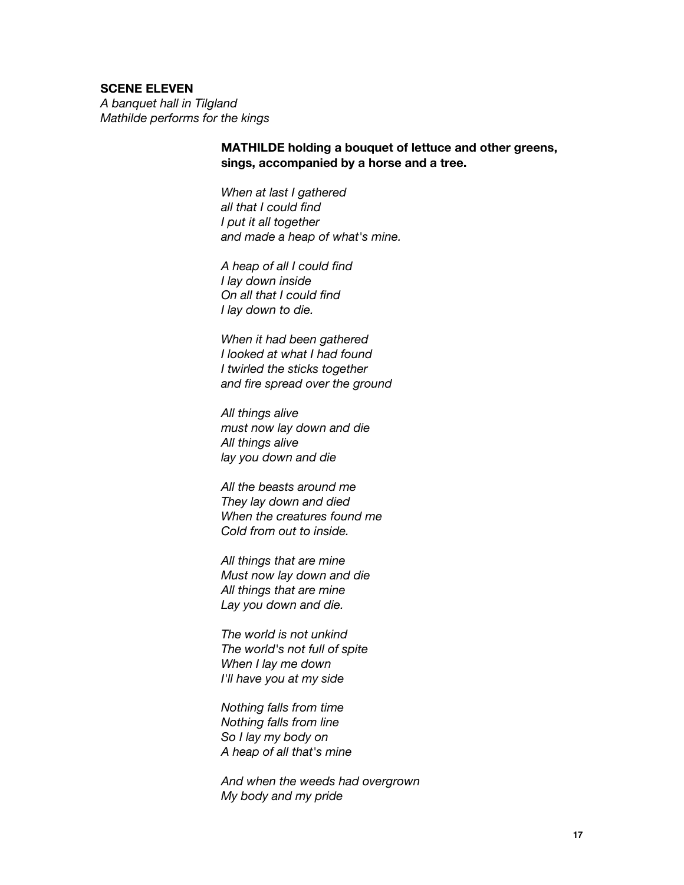**SCENE ELEVEN**

*A banquet hall in Tilgland*
*Mathilde performs for the kings*

**MATHILDE holding a bouquet of lettuce and other greens, sings, accompanied by a horse and a tree.**

*When at last I gathered*
*all that I could find*
*I put it all together*
*and made a heap of what's mine.*

*A heap of all I could find*
*I lay down inside*
*On all that I could find*
*I lay down to die.*

*When it had been gathered*
*I looked at what I had found*
*I twirled the sticks together*
*and fire spread over the ground*

*All things alive*
*must now lay down and die*
*All things alive*
*lay you down and die*

*All the beasts around me*
*They lay down and died*
*When the creatures found me*
*Cold from out to inside.*

*All things that are mine*
*Must now lay down and die*
*All things that are mine*
*Lay you down and die.*

*The world is not unkind*
*The world's not full of spite*
*When I lay me down*
*I'll have you at my side*

*Nothing falls from time*
*Nothing falls from line*
*So I lay my body on*
*A heap of all that's mine*

*And when the weeds had overgrown*
*My body and my pride*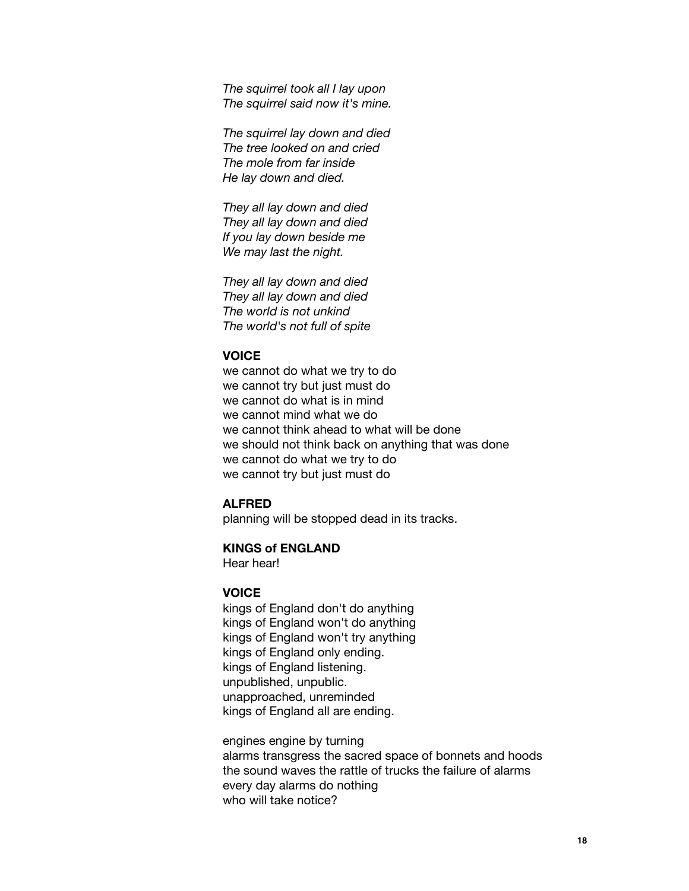*The squirrel took all I lay upon*
*The squirrel said now it's mine.*

*The squirrel lay down and died*
*The tree looked on and cried*
*The mole from far inside*
*He lay down and died.*

*They all lay down and died*
*They all lay down and died*
*If you lay down beside me*
*We may last the night.*

*They all lay down and died*
*They all lay down and died*
*The world is not unkind*
*The world's not full of spite*

**VOICE**
we cannot do what we try to do
we cannot try but just must do
we cannot do what is in mind
we cannot mind what we do
we cannot think ahead to what will be done
we should not think back on anything that was done
we cannot do what we try to do
we cannot try but just must do

**ALFRED**
planning will be stopped dead in its tracks.

**KINGS of ENGLAND**
Hear hear!

**VOICE**
kings of England don't do anything
kings of England won't do anything
kings of England won't try anything
kings of England only ending.
kings of England listening.
unpublished, unpublic.
unapproached, unreminded
kings of England all are ending.

engines engine by turning
alarms transgress the sacred space of bonnets and hoods
the sound waves the rattle of trucks the failure of alarms
every day alarms do nothing
who will take notice?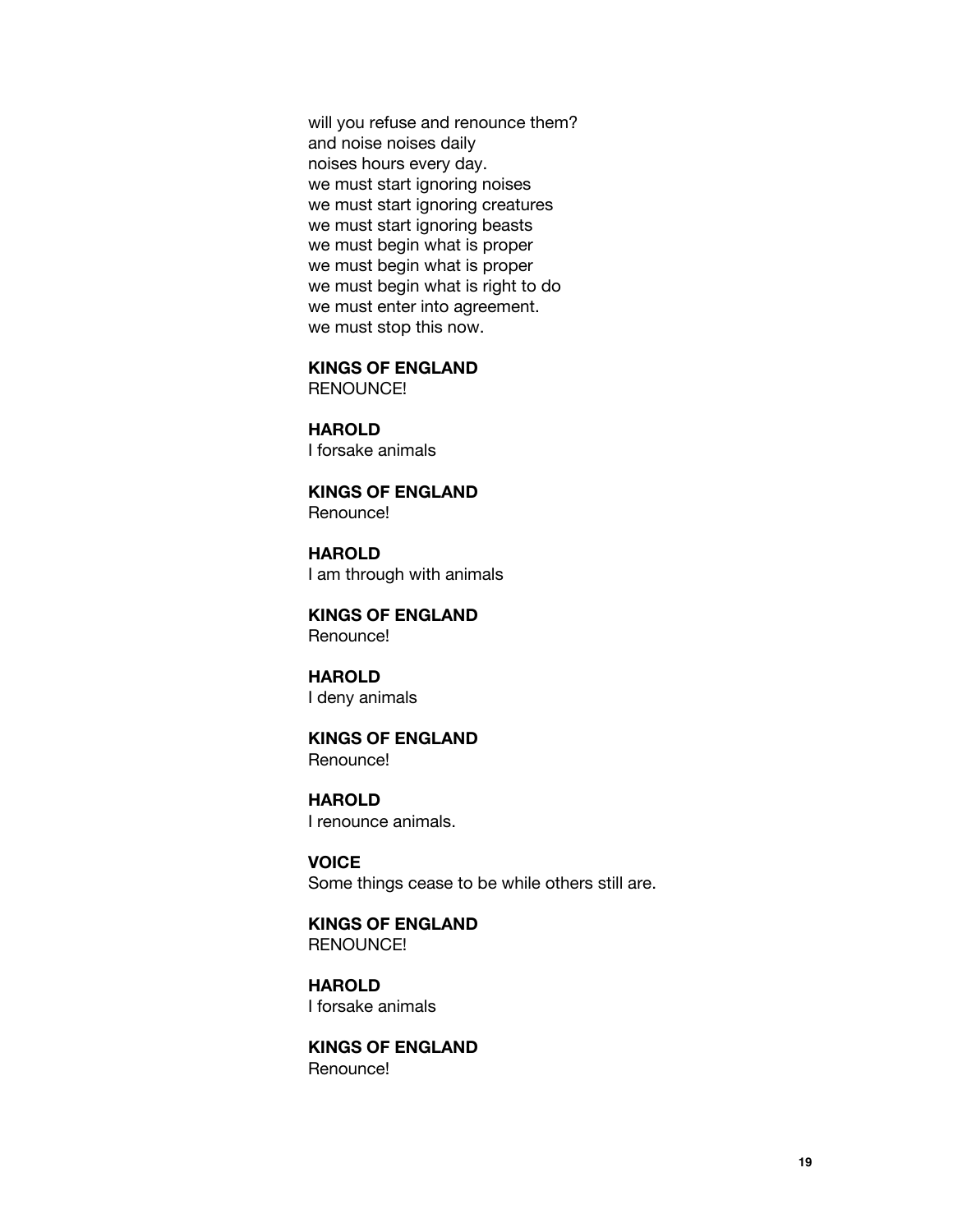will you refuse and renounce them?  
and noise noises daily  
noises hours every day.  
we must start ignoring noises  
we must start ignoring creatures  
we must start ignoring beasts  
we must begin what is proper  
we must begin what is proper  
we must begin what is right to do  
we must enter into agreement.  
we must stop this now.

**KINGS OF ENGLAND**  
RENOUNCE!

**HAROLD**  
I forsake animals

**KINGS OF ENGLAND**  
Renounce!

**HAROLD**  
I am through with animals

**KINGS OF ENGLAND**  
Renounce!

**HAROLD**  
I deny animals

**KINGS OF ENGLAND**  
Renounce!

**HAROLD**  
I renounce animals.

**VOICE**  
Some things cease to be while others still are.

**KINGS OF ENGLAND**  
RENOUNCE!

**HAROLD**  
I forsake animals

**KINGS OF ENGLAND**  
Renounce!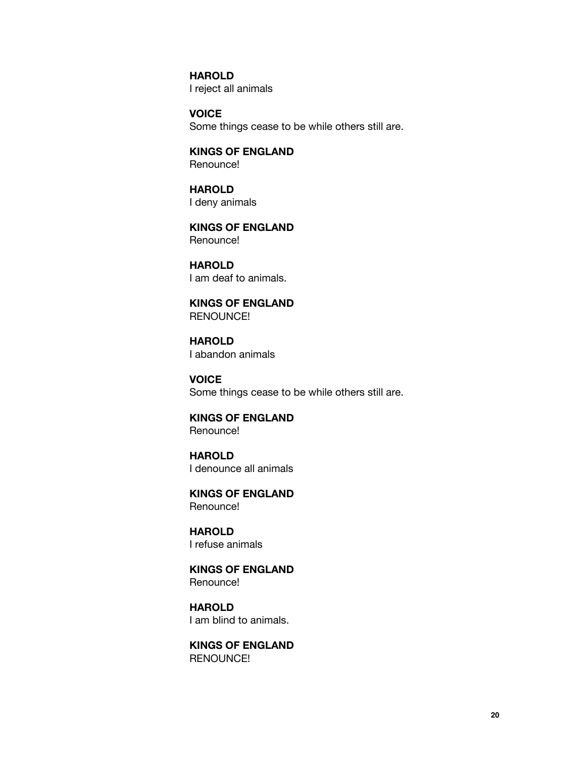**HAROLD**
I reject all animals

**VOICE**
Some things cease to be while others still are.

**KINGS OF ENGLAND**
Renounce!

**HAROLD**
I deny animals

**KINGS OF ENGLAND**
Renounce!

**HAROLD**
I am deaf to animals.

**KINGS OF ENGLAND**
RENOUNCE!

**HAROLD**
I abandon animals

**VOICE**
Some things cease to be while others still are.

**KINGS OF ENGLAND**
Renounce!

**HAROLD**
I denounce all animals

**KINGS OF ENGLAND**
Renounce!

**HAROLD**
I refuse animals

**KINGS OF ENGLAND**
Renounce!

**HAROLD**
I am blind to animals.

**KINGS OF ENGLAND**
RENOUNCE!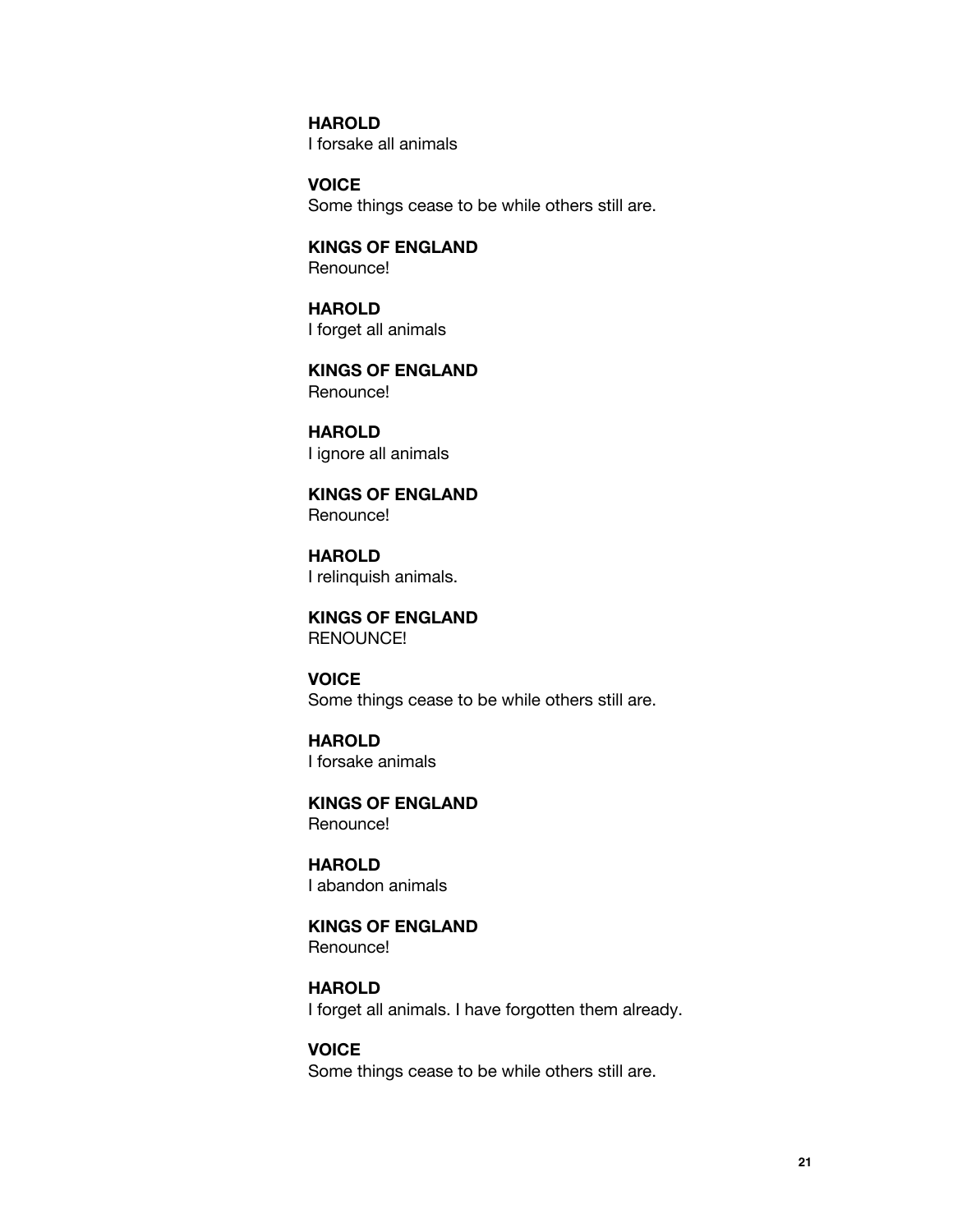**HAROLD**
I forsake all animals

**VOICE**
Some things cease to be while others still are.

**KINGS OF ENGLAND**
Renounce!

**HAROLD**
I forget all animals

**KINGS OF ENGLAND**
Renounce!

**HAROLD**
I ignore all animals

**KINGS OF ENGLAND**
Renounce!

**HAROLD**
I relinquish animals.

**KINGS OF ENGLAND**
RENOUNCE!

**VOICE**
Some things cease to be while others still are.

**HAROLD**
I forsake animals

**KINGS OF ENGLAND**
Renounce!

**HAROLD**
I abandon animals

**KINGS OF ENGLAND**
Renounce!

**HAROLD**
I forget all animals. I have forgotten them already.

**VOICE**
Some things cease to be while others still are.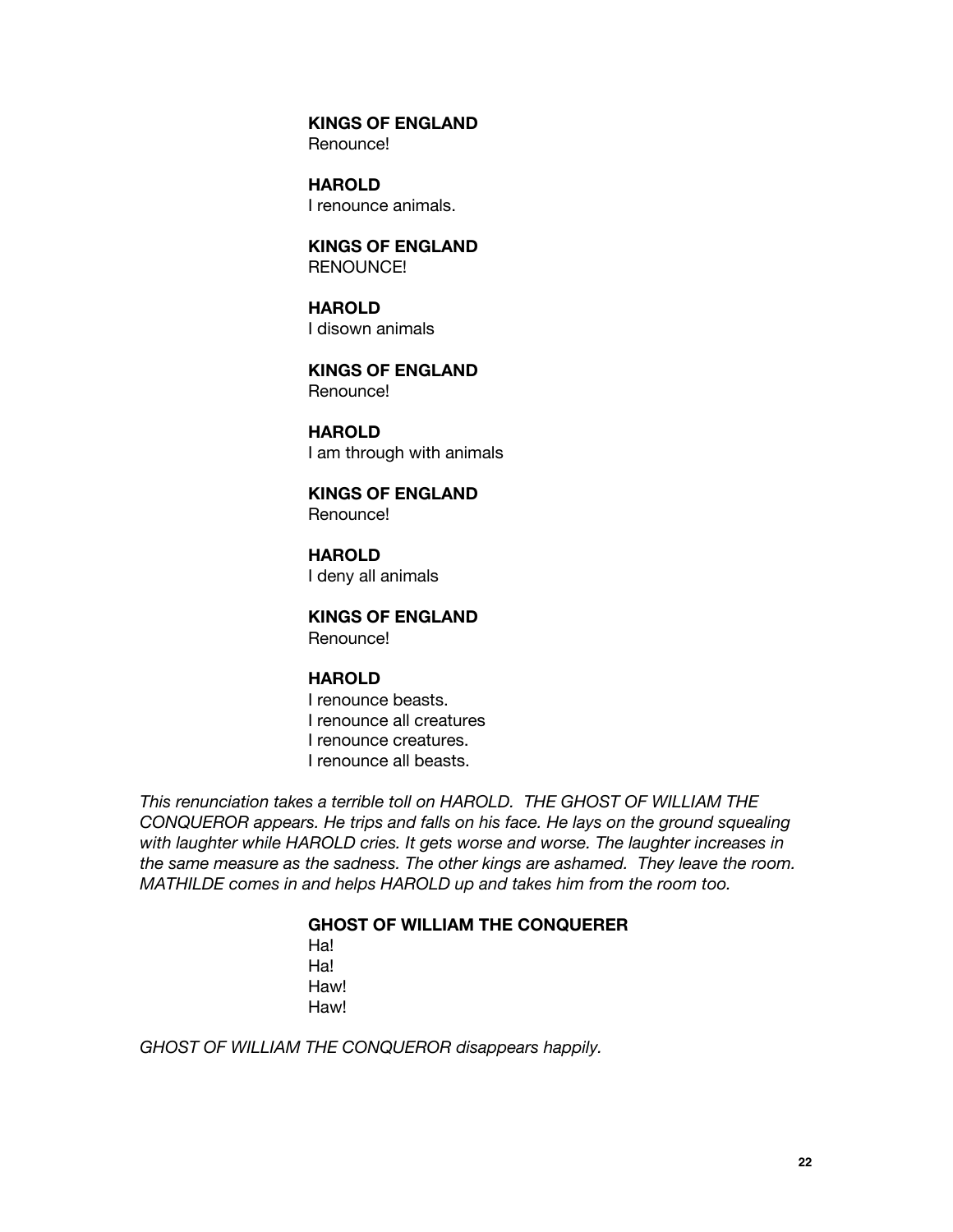**KINGS OF ENGLAND**
Renounce!

**HAROLD**
I renounce animals.

**KINGS OF ENGLAND**
RENOUNCE!

**HAROLD**
I disown animals

**KINGS OF ENGLAND**
Renounce!

**HAROLD**
I am through with animals

**KINGS OF ENGLAND**
Renounce!

**HAROLD**
I deny all animals

**KINGS OF ENGLAND**
Renounce!

**HAROLD**
I renounce beasts.
I renounce all creatures
I renounce creatures.
I renounce all beasts.

*This renunciation takes a terrible toll on HAROLD. THE GHOST OF WILLIAM THE CONQUEROR appears. He trips and falls on his face. He lays on the ground squealing with laughter while HAROLD cries. It gets worse and worse. The laughter increases in the same measure as the sadness. The other kings are ashamed. They leave the room. MATHILDE comes in and helps HAROLD up and takes him from the room too.*

**GHOST OF WILLIAM THE CONQUERER**
Ha!
Ha!
Haw!
Haw!

*GHOST OF WILLIAM THE CONQUEROR disappears happily.*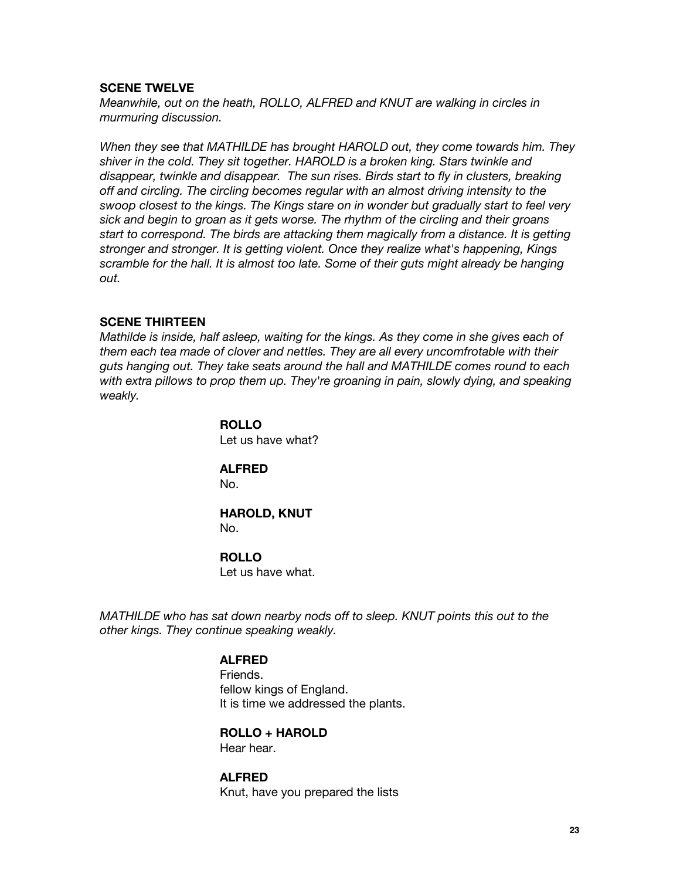**SCENE TWELVE**

*Meanwhile, out on the heath, ROLLO, ALFRED and KNUT are walking in circles in murmuring discussion.*

*When they see that MATHILDE has brought HAROLD out, they come towards him. They shiver in the cold. They sit together. HAROLD is a broken king. Stars twinkle and disappear, twinkle and disappear. The sun rises. Birds start to fly in clusters, breaking off and circling. The circling becomes regular with an almost driving intensity to the swoop closest to the kings. The Kings stare on in wonder but gradually start to feel very sick and begin to groan as it gets worse. The rhythm of the circling and their groans start to correspond. The birds are attacking them magically from a distance. It is getting stronger and stronger. It is getting violent. Once they realize what's happening, Kings scramble for the hall. It is almost too late. Some of their guts might already be hanging out.*

**SCENE THIRTEEN**

*Mathilde is inside, half asleep, waiting for the kings. As they come in she gives each of them each tea made of clover and nettles. They are all every uncomfrotable with their guts hanging out. They take seats around the hall and MATHILDE comes round to each with extra pillows to prop them up. They're groaning in pain, slowly dying, and speaking weakly.*

**ROLLO**
Let us have what?

**ALFRED**
No.

**HAROLD, KNUT**
No.

**ROLLO**
Let us have what.

*MATHILDE who has sat down nearby nods off to sleep. KNUT points this out to the other kings. They continue speaking weakly.*

**ALFRED**
Friends.
fellow kings of England.
It is time we addressed the plants.

**ROLLO + HAROLD**
Hear hear.

**ALFRED**
Knut, have you prepared the lists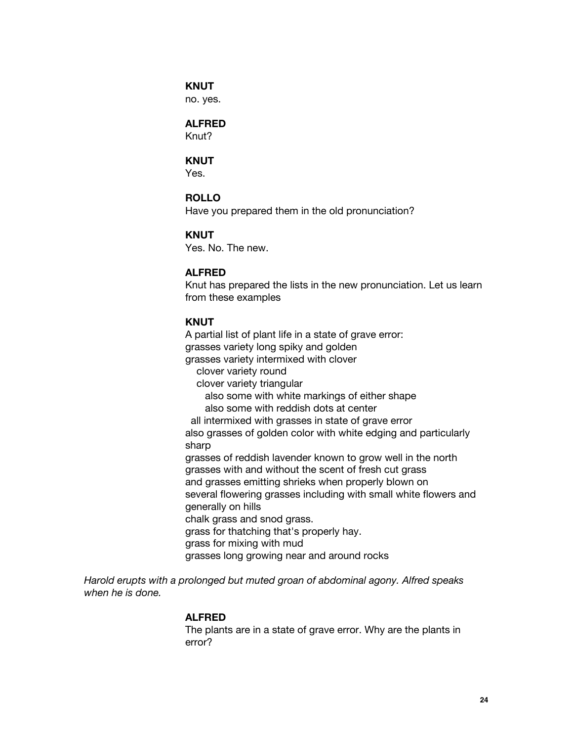**KNUT**
no. yes.

**ALFRED**
Knut?

**KNUT**
Yes.

**ROLLO**
Have you prepared them in the old pronunciation?

**KNUT**
Yes. No. The new.

**ALFRED**
Knut has prepared the lists in the new pronunciation. Let us learn from these examples

**KNUT**
A partial list of plant life in a state of grave error:
grasses variety long spiky and golden
grasses variety intermixed with clover
&nbsp;&nbsp;&nbsp;&nbsp;clover variety round
&nbsp;&nbsp;&nbsp;&nbsp;clover variety triangular
&nbsp;&nbsp;&nbsp;&nbsp;&nbsp;&nbsp;&nbsp;&nbsp;also some with white markings of either shape
&nbsp;&nbsp;&nbsp;&nbsp;&nbsp;&nbsp;&nbsp;&nbsp;also some with reddish dots at center
&nbsp;&nbsp;all intermixed with grasses in state of grave error
also grasses of golden color with white edging and particularly sharp
grasses of reddish lavender known to grow well in the north
grasses with and without the scent of fresh cut grass
and grasses emitting shrieks when properly blown on
several flowering grasses including with small white flowers and generally on hills
chalk grass and snod grass.
grass for thatching that's properly hay.
grass for mixing with mud
grasses long growing near and around rocks

*Harold erupts with a prolonged but muted groan of abdominal agony. Alfred speaks when he is done.*

**ALFRED**
The plants are in a state of grave error. Why are the plants in error?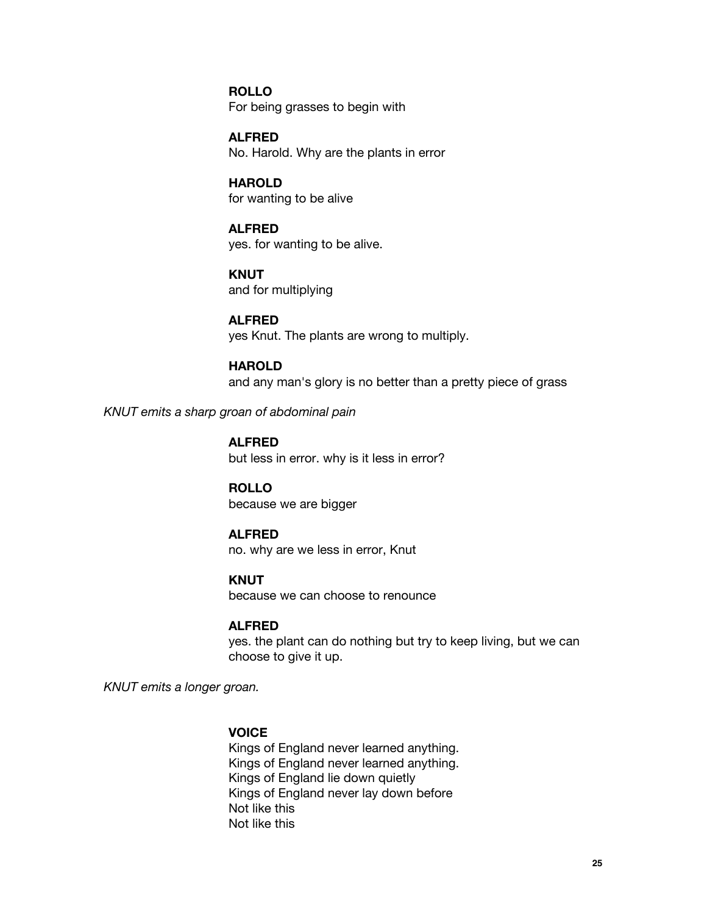**ROLLO**
For being grasses to begin with

**ALFRED**
No. Harold. Why are the plants in error

**HAROLD**
for wanting to be alive

**ALFRED**
yes. for wanting to be alive.

**KNUT**
and for multiplying

**ALFRED**
yes Knut. The plants are wrong to multiply.

**HAROLD**
and any man's glory is no better than a pretty piece of grass

*KNUT emits a sharp groan of abdominal pain*

**ALFRED**
but less in error. why is it less in error?

**ROLLO**
because we are bigger

**ALFRED**
no. why are we less in error, Knut

**KNUT**
because we can choose to renounce

**ALFRED**
yes. the plant can do nothing but try to keep living, but we can choose to give it up.

*KNUT emits a longer groan.*

**VOICE**
Kings of England never learned anything.
Kings of England never learned anything.
Kings of England lie down quietly
Kings of England never lay down before
Not like this
Not like this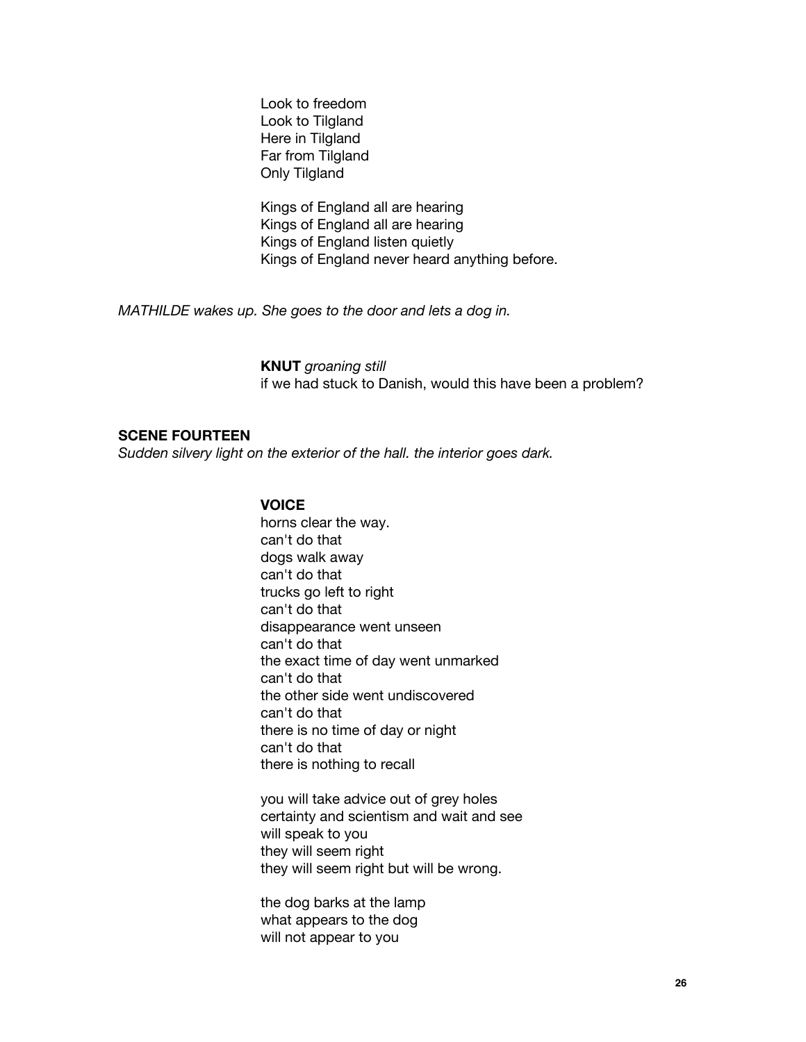Look to freedom
Look to Tilgland
Here in Tilgland
Far from Tilgland
Only Tilgland

Kings of England all are hearing
Kings of England all are hearing
Kings of England listen quietly
Kings of England never heard anything before.

*MATHILDE wakes up. She goes to the door and lets a dog in.*

**KNUT** *groaning still*
if we had stuck to Danish, would this have been a problem?

**SCENE FOURTEEN**
*Sudden silvery light on the exterior of the hall. the interior goes dark.*

**VOICE**
horns clear the way.
can't do that
dogs walk away
can't do that
trucks go left to right
can't do that
disappearance went unseen
can't do that
the exact time of day went unmarked
can't do that
the other side went undiscovered
can't do that
there is no time of day or night
can't do that
there is nothing to recall

you will take advice out of grey holes
certainty and scientism and wait and see
will speak to you
they will seem right
they will seem right but will be wrong.

the dog barks at the lamp
what appears to the dog
will not appear to you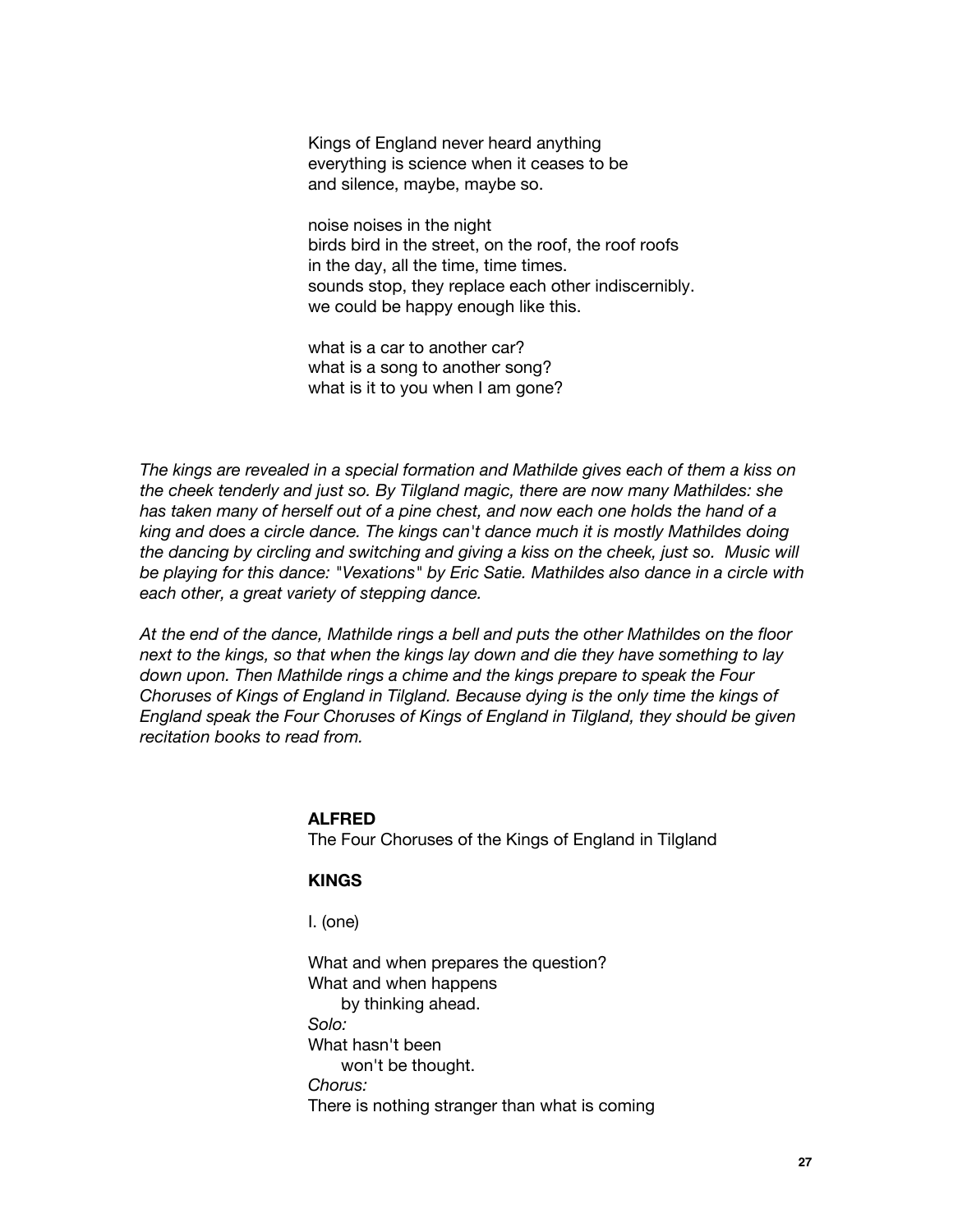Kings of England never heard anything  
everything is science when it ceases to be  
and silence, maybe, maybe so.

noise noises in the night  
birds bird in the street, on the roof, the roof roofs  
in the day, all the time, time times.  
sounds stop, they replace each other indiscernibly.  
we could be happy enough like this.

what is a car to another car?  
what is a song to another song?  
what is it to you when I am gone?

*The kings are revealed in a special formation and Mathilde gives each of them a kiss on the cheek tenderly and just so. By Tilgland magic, there are now many Mathildes: she has taken many of herself out of a pine chest, and now each one holds the hand of a king and does a circle dance. The kings can't dance much it is mostly Mathildes doing the dancing by circling and switching and giving a kiss on the cheek, just so. Music will be playing for this dance: "Vexations" by Eric Satie. Mathildes also dance in a circle with each other, a great variety of stepping dance.*

*At the end of the dance, Mathilde rings a bell and puts the other Mathildes on the floor next to the kings, so that when the kings lay down and die they have something to lay down upon. Then Mathilde rings a chime and the kings prepare to speak the Four Choruses of Kings of England in Tilgland. Because dying is the only time the kings of England speak the Four Choruses of Kings of England in Tilgland, they should be given recitation books to read from.*

**ALFRED**  
The Four Choruses of the Kings of England in Tilgland

**KINGS**

I. (one)

What and when prepares the question?  
What and when happens  
&nbsp;&nbsp;&nbsp;&nbsp;by thinking ahead.  
*Solo:*  
What hasn't been  
&nbsp;&nbsp;&nbsp;&nbsp;won't be thought.  
*Chorus:*  
There is nothing stranger than what is coming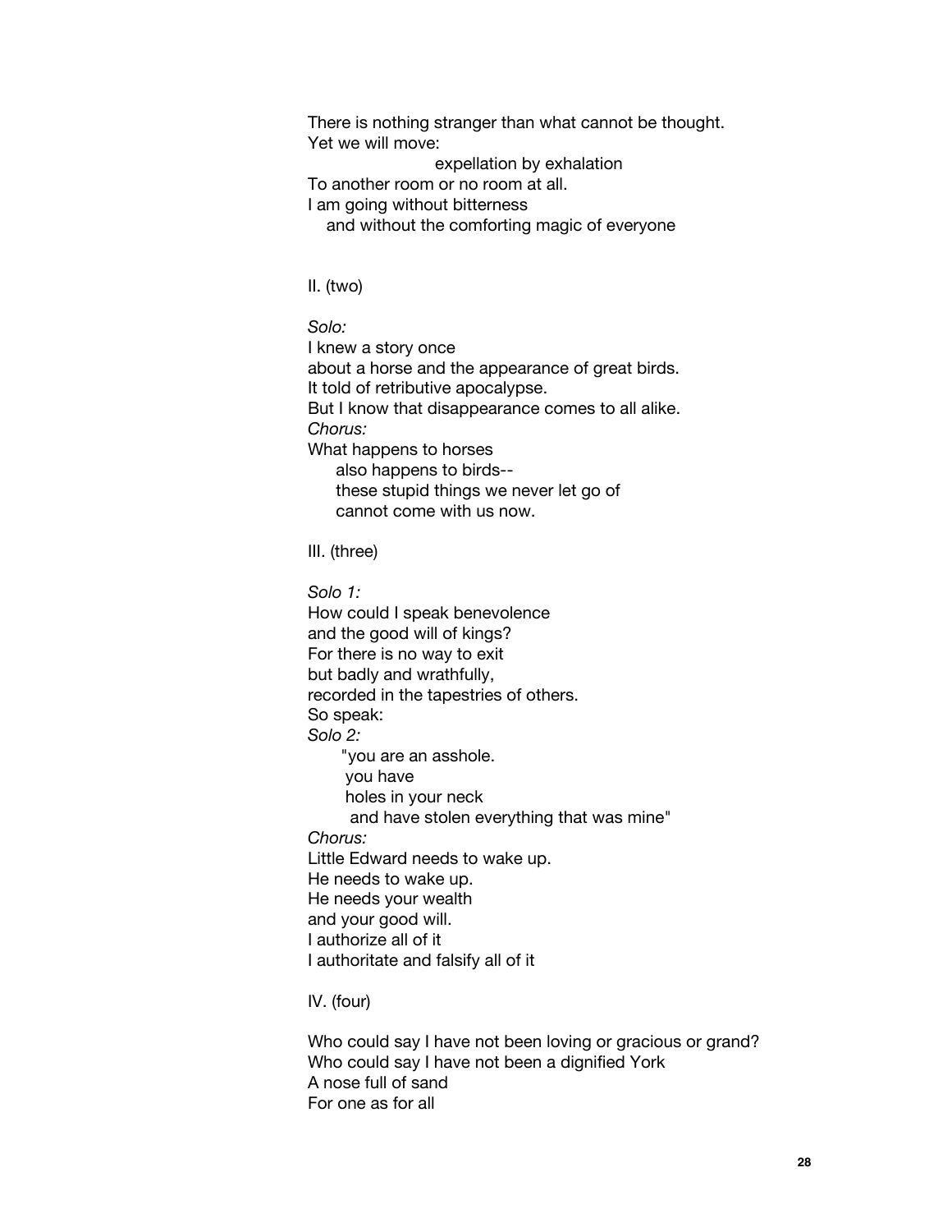There is nothing stranger than what cannot be thought.
Yet we will move:
                    expellation by exhalation
To another room or no room at all.
I am going without bitterness
   and without the comforting magic of everyone

II. (two)

*Solo:*
I knew a story once
about a horse and the appearance of great birds.
It told of retributive apocalypse.
But I know that disappearance comes to all alike.
*Chorus:*
What happens to horses
     also happens to birds--
     these stupid things we never let go of
     cannot come with us now.

III. (three)

*Solo 1:*
How could I speak benevolence
and the good will of kings?
For there is no way to exit
but badly and wrathfully,
recorded in the tapestries of others.
So speak:
*Solo 2:*
     "you are an asshole.
      you have
      holes in your neck
       and have stolen everything that was mine"
*Chorus:*
Little Edward needs to wake up.
He needs to wake up.
He needs your wealth
and your good will.
I authorize all of it
I authoritate and falsify all of it

IV. (four)

Who could say I have not been loving or gracious or grand?
Who could say I have not been a dignified York
A nose full of sand
For one as for all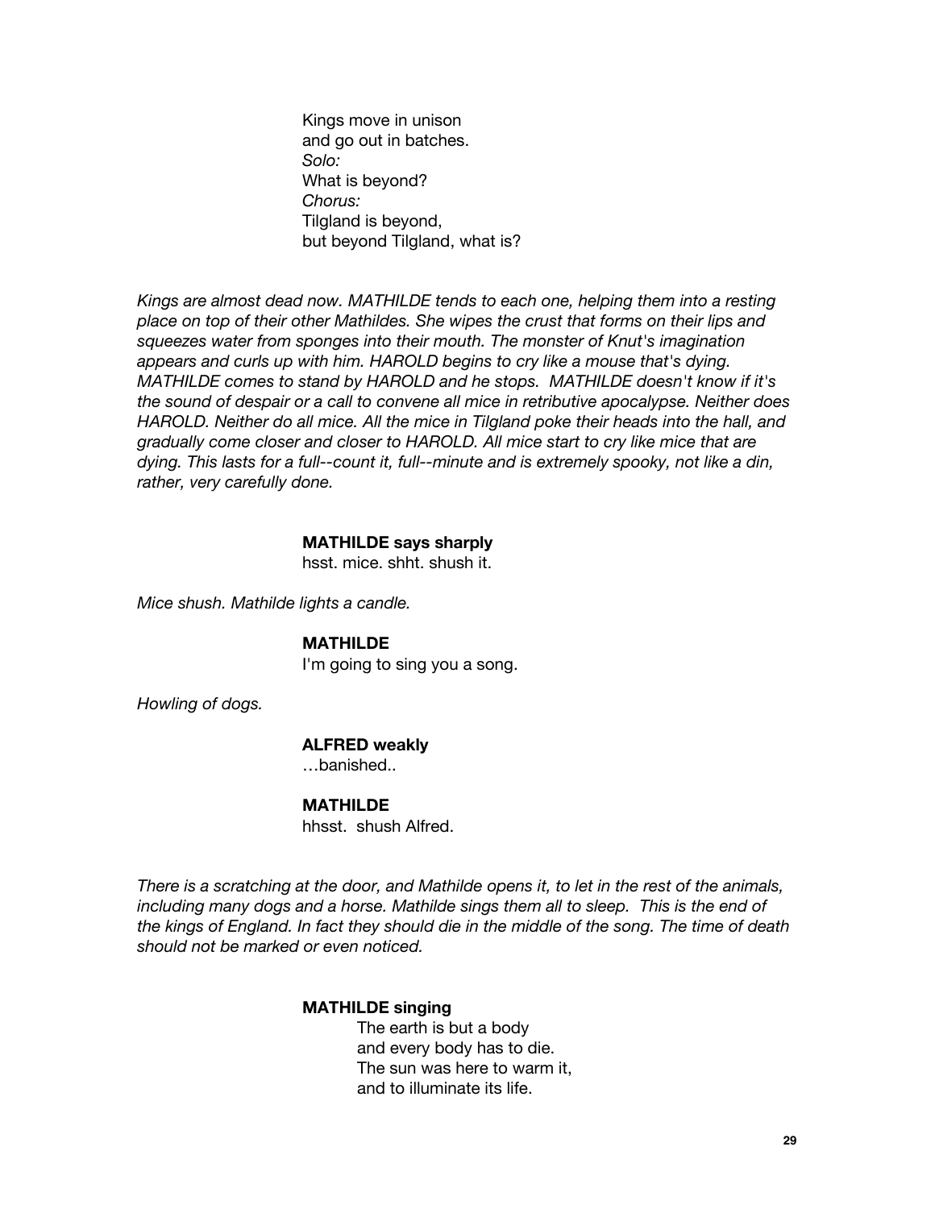Kings move in unison
and go out in batches.
*Solo:*
What is beyond?
*Chorus:*
Tilgland is beyond,
but beyond Tilgland, what is?

*Kings are almost dead now. MATHILDE tends to each one, helping them into a resting place on top of their other Mathildes. She wipes the crust that forms on their lips and squeezes water from sponges into their mouth. The monster of Knut's imagination appears and curls up with him. HAROLD begins to cry like a mouse that's dying. MATHILDE comes to stand by HAROLD and he stops. MATHILDE doesn't know if it's the sound of despair or a call to convene all mice in retributive apocalypse. Neither does HAROLD. Neither do all mice. All the mice in Tilgland poke their heads into the hall, and gradually come closer and closer to HAROLD. All mice start to cry like mice that are dying. This lasts for a full--count it, full--minute and is extremely spooky, not like a din, rather, very carefully done.*

**MATHILDE says sharply**
hsst. mice. shht. shush it.

*Mice shush. Mathilde lights a candle.*

**MATHILDE**
I'm going to sing you a song.

*Howling of dogs.*

**ALFRED weakly**
…banished..

**MATHILDE**
hhsst. shush Alfred.

*There is a scratching at the door, and Mathilde opens it, to let in the rest of the animals, including many dogs and a horse. Mathilde sings them all to sleep. This is the end of the kings of England. In fact they should die in the middle of the song. The time of death should not be marked or even noticed.*

**MATHILDE singing**
The earth is but a body
and every body has to die.
The sun was here to warm it,
and to illuminate its life.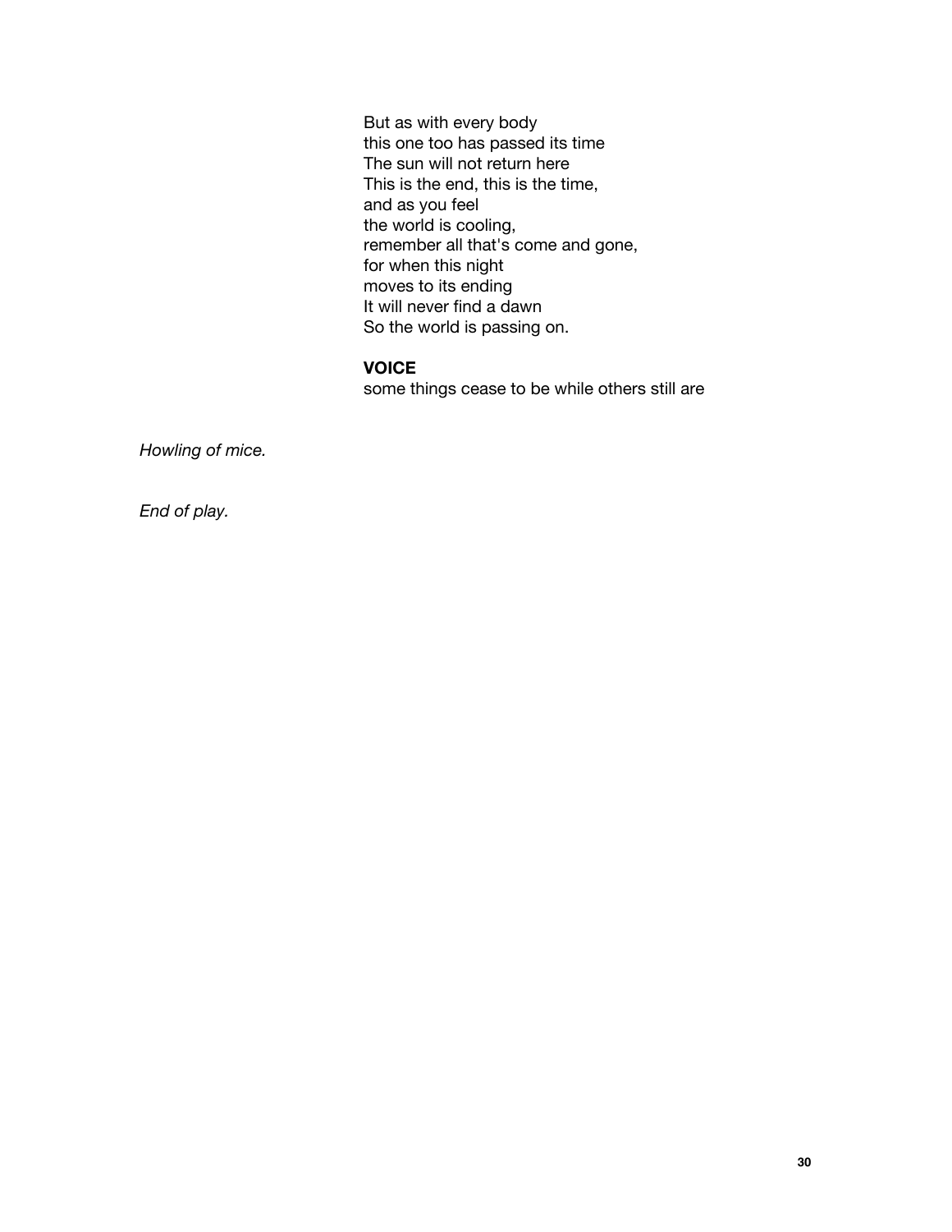But as with every body
this one too has passed its time
The sun will not return here
This is the end, this is the time,
and as you feel
the world is cooling,
remember all that's come and gone,
for when this night
moves to its ending
It will never find a dawn
So the world is passing on.

**VOICE**
some things cease to be while others still are

*Howling of mice.*

*End of play.*